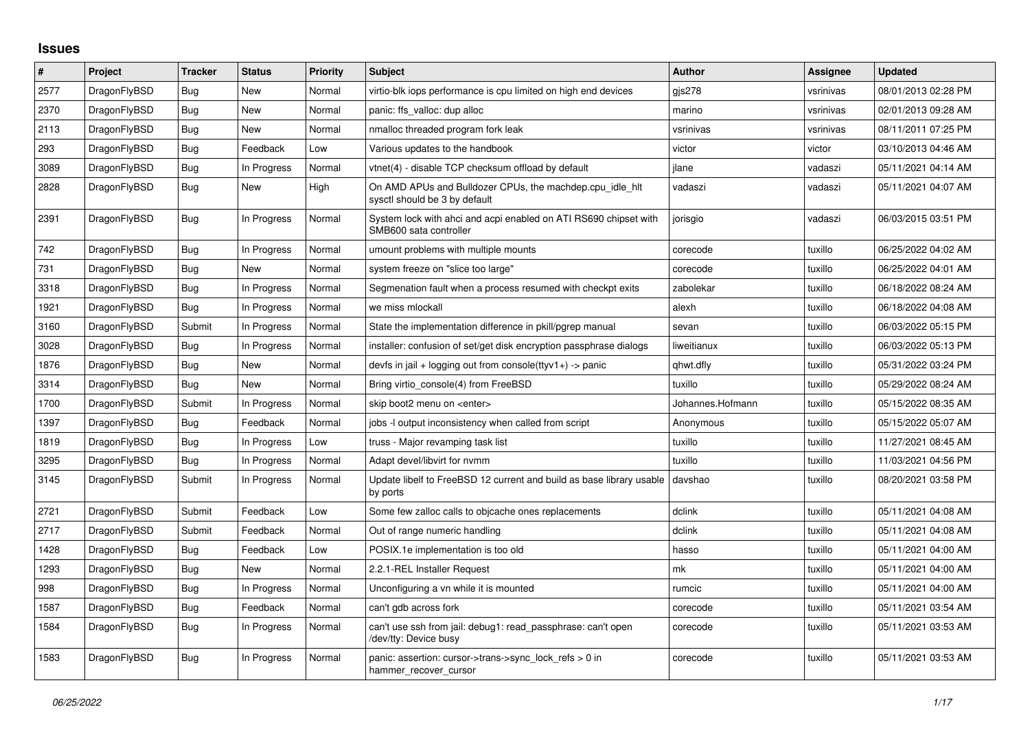# Issues

| # | Project | Tracker | Status | Priority | Subject | Author | Assignee | Updated |
|---|---|---|---|---|---|---|---|---|
| 2577 | DragonFlyBSD | Bug | New | Normal | virtio-blk iops performance is cpu limited on high end devices | gjs278 | vsrinivas | 08/01/2013 02:28 PM |
| 2370 | DragonFlyBSD | Bug | New | Normal | panic: ffs_valloc: dup alloc | marino | vsrinivas | 02/01/2013 09:28 AM |
| 2113 | DragonFlyBSD | Bug | New | Normal | nmalloc threaded program fork leak | vsrinivas | vsrinivas | 08/11/2011 07:25 PM |
| 293 | DragonFlyBSD | Bug | Feedback | Low | Various updates to the handbook | victor | victor | 03/10/2013 04:46 AM |
| 3089 | DragonFlyBSD | Bug | In Progress | Normal | vtnet(4) - disable TCP checksum offload by default | jlane | vadaszi | 05/11/2021 04:14 AM |
| 2828 | DragonFlyBSD | Bug | New | High | On AMD APUs and Bulldozer CPUs, the machdep.cpu_idle_hlt sysctl should be 3 by default | vadaszi | vadaszi | 05/11/2021 04:07 AM |
| 2391 | DragonFlyBSD | Bug | In Progress | Normal | System lock with ahci and acpi enabled on ATI RS690 chipset with SMB600 sata controller | jorisgio | vadaszi | 06/03/2015 03:51 PM |
| 742 | DragonFlyBSD | Bug | In Progress | Normal | umount problems with multiple mounts | corecode | tuxillo | 06/25/2022 04:02 AM |
| 731 | DragonFlyBSD | Bug | New | Normal | system freeze on "slice too large" | corecode | tuxillo | 06/25/2022 04:01 AM |
| 3318 | DragonFlyBSD | Bug | In Progress | Normal | Segmenation fault when a process resumed with checkpt exits | zabolekar | tuxillo | 06/18/2022 08:24 AM |
| 1921 | DragonFlyBSD | Bug | In Progress | Normal | we miss mlockall | alexh | tuxillo | 06/18/2022 04:08 AM |
| 3160 | DragonFlyBSD | Submit | In Progress | Normal | State the implementation difference in pkill/pgrep manual | sevan | tuxillo | 06/03/2022 05:15 PM |
| 3028 | DragonFlyBSD | Bug | In Progress | Normal | installer: confusion of set/get disk encryption passphrase dialogs | liweitianux | tuxillo | 06/03/2022 05:13 PM |
| 1876 | DragonFlyBSD | Bug | New | Normal | devfs in jail + logging out from console(ttyv1+) -> panic | qhwt.dfly | tuxillo | 05/31/2022 03:24 PM |
| 3314 | DragonFlyBSD | Bug | New | Normal | Bring virtio_console(4) from FreeBSD | tuxillo | tuxillo | 05/29/2022 08:24 AM |
| 1700 | DragonFlyBSD | Submit | In Progress | Normal | skip boot2 menu on <enter> | Johannes.Hofmann | tuxillo | 05/15/2022 08:35 AM |
| 1397 | DragonFlyBSD | Bug | Feedback | Normal | jobs -l output inconsistency when called from script | Anonymous | tuxillo | 05/15/2022 05:07 AM |
| 1819 | DragonFlyBSD | Bug | In Progress | Low | truss - Major revamping task list | tuxillo | tuxillo | 11/27/2021 08:45 AM |
| 3295 | DragonFlyBSD | Bug | In Progress | Normal | Adapt devel/libvirt for nvmm | tuxillo | tuxillo | 11/03/2021 04:56 PM |
| 3145 | DragonFlyBSD | Submit | In Progress | Normal | Update libelf to FreeBSD 12 current and build as base library usable by ports | davshao | tuxillo | 08/20/2021 03:58 PM |
| 2721 | DragonFlyBSD | Submit | Feedback | Low | Some few zalloc calls to objcache ones replacements | dclink | tuxillo | 05/11/2021 04:08 AM |
| 2717 | DragonFlyBSD | Submit | Feedback | Normal | Out of range numeric handling | dclink | tuxillo | 05/11/2021 04:08 AM |
| 1428 | DragonFlyBSD | Bug | Feedback | Low | POSIX.1e implementation is too old | hasso | tuxillo | 05/11/2021 04:00 AM |
| 1293 | DragonFlyBSD | Bug | New | Normal | 2.2.1-REL Installer Request | mk | tuxillo | 05/11/2021 04:00 AM |
| 998 | DragonFlyBSD | Bug | In Progress | Normal | Unconfiguring a vn while it is mounted | rumcic | tuxillo | 05/11/2021 04:00 AM |
| 1587 | DragonFlyBSD | Bug | Feedback | Normal | can't gdb across fork | corecode | tuxillo | 05/11/2021 03:54 AM |
| 1584 | DragonFlyBSD | Bug | In Progress | Normal | can't use ssh from jail: debug1: read_passphrase: can't open /dev/tty: Device busy | corecode | tuxillo | 05/11/2021 03:53 AM |
| 1583 | DragonFlyBSD | Bug | In Progress | Normal | panic: assertion: cursor->trans->sync_lock_refs > 0 in hammer_recover_cursor | corecode | tuxillo | 05/11/2021 03:53 AM |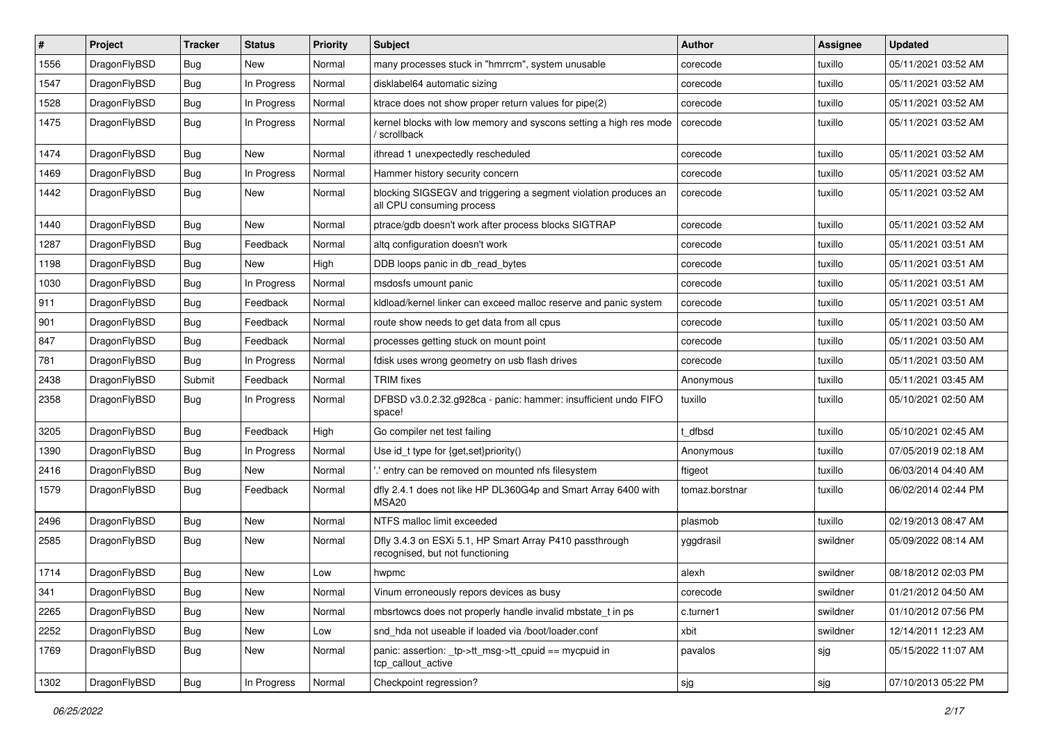| # | Project | Tracker | Status | Priority | Subject | Author | Assignee | Updated |
|---|---|---|---|---|---|---|---|---|
| 1556 | DragonFlyBSD | Bug | New | Normal | many processes stuck in "hmrrcm", system unusable | corecode | tuxillo | 05/11/2021 03:52 AM |
| 1547 | DragonFlyBSD | Bug | In Progress | Normal | disklabel64 automatic sizing | corecode | tuxillo | 05/11/2021 03:52 AM |
| 1528 | DragonFlyBSD | Bug | In Progress | Normal | ktrace does not show proper return values for pipe(2) | corecode | tuxillo | 05/11/2021 03:52 AM |
| 1475 | DragonFlyBSD | Bug | In Progress | Normal | kernel blocks with low memory and syscons setting a high res mode / scrollback | corecode | tuxillo | 05/11/2021 03:52 AM |
| 1474 | DragonFlyBSD | Bug | New | Normal | ithread 1 unexpectedly rescheduled | corecode | tuxillo | 05/11/2021 03:52 AM |
| 1469 | DragonFlyBSD | Bug | In Progress | Normal | Hammer history security concern | corecode | tuxillo | 05/11/2021 03:52 AM |
| 1442 | DragonFlyBSD | Bug | New | Normal | blocking SIGSEGV and triggering a segment violation produces an all CPU consuming process | corecode | tuxillo | 05/11/2021 03:52 AM |
| 1440 | DragonFlyBSD | Bug | New | Normal | ptrace/gdb doesn't work after process blocks SIGTRAP | corecode | tuxillo | 05/11/2021 03:52 AM |
| 1287 | DragonFlyBSD | Bug | Feedback | Normal | altq configuration doesn't work | corecode | tuxillo | 05/11/2021 03:51 AM |
| 1198 | DragonFlyBSD | Bug | New | High | DDB loops panic in db_read_bytes | corecode | tuxillo | 05/11/2021 03:51 AM |
| 1030 | DragonFlyBSD | Bug | In Progress | Normal | msdosfs umount panic | corecode | tuxillo | 05/11/2021 03:51 AM |
| 911 | DragonFlyBSD | Bug | Feedback | Normal | kldload/kernel linker can exceed malloc reserve and panic system | corecode | tuxillo | 05/11/2021 03:51 AM |
| 901 | DragonFlyBSD | Bug | Feedback | Normal | route show needs to get data from all cpus | corecode | tuxillo | 05/11/2021 03:50 AM |
| 847 | DragonFlyBSD | Bug | Feedback | Normal | processes getting stuck on mount point | corecode | tuxillo | 05/11/2021 03:50 AM |
| 781 | DragonFlyBSD | Bug | In Progress | Normal | fdisk uses wrong geometry on usb flash drives | corecode | tuxillo | 05/11/2021 03:50 AM |
| 2438 | DragonFlyBSD | Submit | Feedback | Normal | TRIM fixes | Anonymous | tuxillo | 05/11/2021 03:45 AM |
| 2358 | DragonFlyBSD | Bug | In Progress | Normal | DFBSD v3.0.2.32.g928ca - panic: hammer: insufficient undo FIFO space! | tuxillo | tuxillo | 05/10/2021 02:50 AM |
| 3205 | DragonFlyBSD | Bug | Feedback | High | Go compiler net test failing | t_dfbsd | tuxillo | 05/10/2021 02:45 AM |
| 1390 | DragonFlyBSD | Bug | In Progress | Normal | Use id_t type for {get,set}priority() | Anonymous | tuxillo | 07/05/2019 02:18 AM |
| 2416 | DragonFlyBSD | Bug | New | Normal | '.' entry can be removed on mounted nfs filesystem | ftigeot | tuxillo | 06/03/2014 04:40 AM |
| 1579 | DragonFlyBSD | Bug | Feedback | Normal | dfly 2.4.1 does not like HP DL360G4p and Smart Array 6400 with MSA20 | tomaz.borstnar | tuxillo | 06/02/2014 02:44 PM |
| 2496 | DragonFlyBSD | Bug | New | Normal | NTFS malloc limit exceeded | plasmob | tuxillo | 02/19/2013 08:47 AM |
| 2585 | DragonFlyBSD | Bug | New | Normal | Dfly 3.4.3 on ESXi 5.1, HP Smart Array P410 passthrough recognised, but not functioning | yggdrasil | swildner | 05/09/2022 08:14 AM |
| 1714 | DragonFlyBSD | Bug | New | Low | hwpmc | alexh | swildner | 08/18/2012 02:03 PM |
| 341 | DragonFlyBSD | Bug | New | Normal | Vinum erroneously repors devices as busy | corecode | swildner | 01/21/2012 04:50 AM |
| 2265 | DragonFlyBSD | Bug | New | Normal | mbsrtowcs does not properly handle invalid mbstate_t in ps | c.turner1 | swildner | 01/10/2012 07:56 PM |
| 2252 | DragonFlyBSD | Bug | New | Low | snd_hda not useable if loaded via /boot/loader.conf | xbit | swildner | 12/14/2011 12:23 AM |
| 1769 | DragonFlyBSD | Bug | New | Normal | panic: assertion: _tp->tt_msg->tt_cpuid == mycpuid in tcp_callout_active | pavalos | sjg | 05/15/2022 11:07 AM |
| 1302 | DragonFlyBSD | Bug | In Progress | Normal | Checkpoint regression? | sjg | sjg | 07/10/2013 05:22 PM |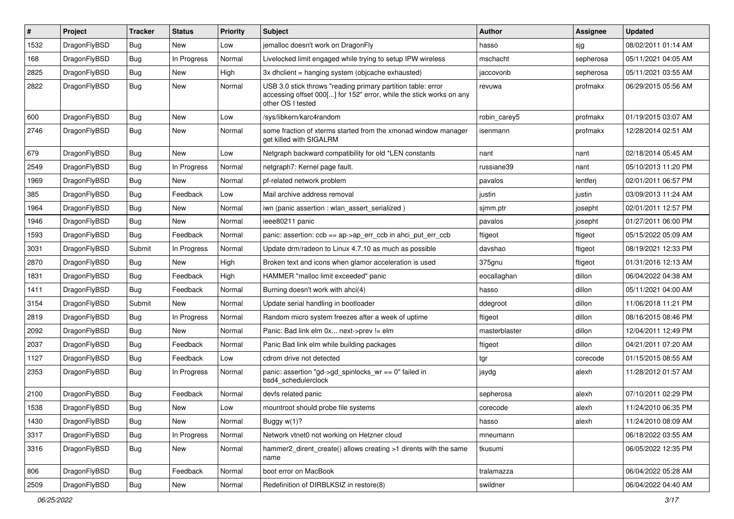| # | Project | Tracker | Status | Priority | Subject | Author | Assignee | Updated |
|---|---|---|---|---|---|---|---|---|
| 1532 | DragonFlyBSD | Bug | New | Low | jemalloc doesn't work on DragonFly | hasso | sjg | 08/02/2011 01:14 AM |
| 168 | DragonFlyBSD | Bug | In Progress | Normal | Livelocked limit engaged while trying to setup IPW wireless | mschacht | sepherosa | 05/11/2021 04:05 AM |
| 2825 | DragonFlyBSD | Bug | New | High | 3x dhclient = hanging system (objcache exhausted) | jaccovonb | sepherosa | 05/11/2021 03:55 AM |
| 2822 | DragonFlyBSD | Bug | New | Normal | USB 3.0 stick throws "reading primary partition table: error accessing offset 000[...] for 152" error, while the stick works on any other OS I tested | revuwa | profmakx | 06/29/2015 05:56 AM |
| 600 | DragonFlyBSD | Bug | New | Low | /sys/libkern/karc4random | robin_carey5 | profmakx | 01/19/2015 03:07 AM |
| 2746 | DragonFlyBSD | Bug | New | Normal | some fraction of xterms started from the xmonad window manager get killed with SIGALRM | isenmann | profmakx | 12/28/2014 02:51 AM |
| 679 | DragonFlyBSD | Bug | New | Low | Netgraph backward compatibility for old *LEN constants | nant | nant | 02/18/2014 05:45 AM |
| 2549 | DragonFlyBSD | Bug | In Progress | Normal | netgraph7: Kernel page fault. | russiane39 | nant | 05/10/2013 11:20 PM |
| 1969 | DragonFlyBSD | Bug | New | Normal | pf-related network problem | pavalos | lentferj | 02/01/2011 06:57 PM |
| 385 | DragonFlyBSD | Bug | Feedback | Low | Mail archive address removal | justin | justin | 03/09/2013 11:24 AM |
| 1964 | DragonFlyBSD | Bug | New | Normal | iwn (panic assertion : wlan_assert_serialized ) | sjmm.ptr | josepht | 02/01/2011 12:57 PM |
| 1946 | DragonFlyBSD | Bug | New | Normal | ieee80211 panic | pavalos | josepht | 01/27/2011 06:00 PM |
| 1593 | DragonFlyBSD | Bug | Feedback | Normal | panic: assertion: ccb == ap->ap_err_ccb in ahci_put_err_ccb | ftigeot | ftigeot | 05/15/2022 05:09 AM |
| 3031 | DragonFlyBSD | Submit | In Progress | Normal | Update drm/radeon to Linux 4.7.10 as much as possible | davshao | ftigeot | 08/19/2021 12:33 PM |
| 2870 | DragonFlyBSD | Bug | New | High | Broken text and icons when glamor acceleration is used | 375gnu | ftigeot | 01/31/2016 12:13 AM |
| 1831 | DragonFlyBSD | Bug | Feedback | High | HAMMER "malloc limit exceeded" panic | eocallaghan | dillon | 06/04/2022 04:38 AM |
| 1411 | DragonFlyBSD | Bug | Feedback | Normal | Burning doesn't work with ahci(4) | hasso | dillon | 05/11/2021 04:00 AM |
| 3154 | DragonFlyBSD | Submit | New | Normal | Update serial handling in bootloader | ddegroot | dillon | 11/06/2018 11:21 PM |
| 2819 | DragonFlyBSD | Bug | In Progress | Normal | Random micro system freezes after a week of uptime | ftigeot | dillon | 08/16/2015 08:46 PM |
| 2092 | DragonFlyBSD | Bug | New | Normal | Panic: Bad link elm 0x... next->prev != elm | masterblaster | dillon | 12/04/2011 12:49 PM |
| 2037 | DragonFlyBSD | Bug | Feedback | Normal | Panic Bad link elm while building packages | ftigeot | dillon | 04/21/2011 07:20 AM |
| 1127 | DragonFlyBSD | Bug | Feedback | Low | cdrom drive not detected | tgr | corecode | 01/15/2015 08:55 AM |
| 2353 | DragonFlyBSD | Bug | In Progress | Normal | panic: assertion "gd->gd_spinlocks_wr == 0" failed in bsd4_schedulerclock | jaydg | alexh | 11/28/2012 01:57 AM |
| 2100 | DragonFlyBSD | Bug | Feedback | Normal | devfs related panic | sepherosa | alexh | 07/10/2011 02:29 PM |
| 1538 | DragonFlyBSD | Bug | New | Low | mountroot should probe file systems | corecode | alexh | 11/24/2010 06:35 PM |
| 1430 | DragonFlyBSD | Bug | New | Normal | Buggy w(1)? | hasso | alexh | 11/24/2010 08:09 AM |
| 3317 | DragonFlyBSD | Bug | In Progress | Normal | Network vtnet0 not working on Hetzner cloud | mneumann | | 06/18/2022 03:55 AM |
| 3316 | DragonFlyBSD | Bug | New | Normal | hammer2_dirent_create() allows creating >1 dirents with the same name | tkusumi | | 06/05/2022 12:35 PM |
| 806 | DragonFlyBSD | Bug | Feedback | Normal | boot error on MacBook | tralamazza | | 06/04/2022 05:28 AM |
| 2509 | DragonFlyBSD | Bug | New | Normal | Redefinition of DIRBLKSIZ in restore(8) | swildner | | 06/04/2022 04:40 AM |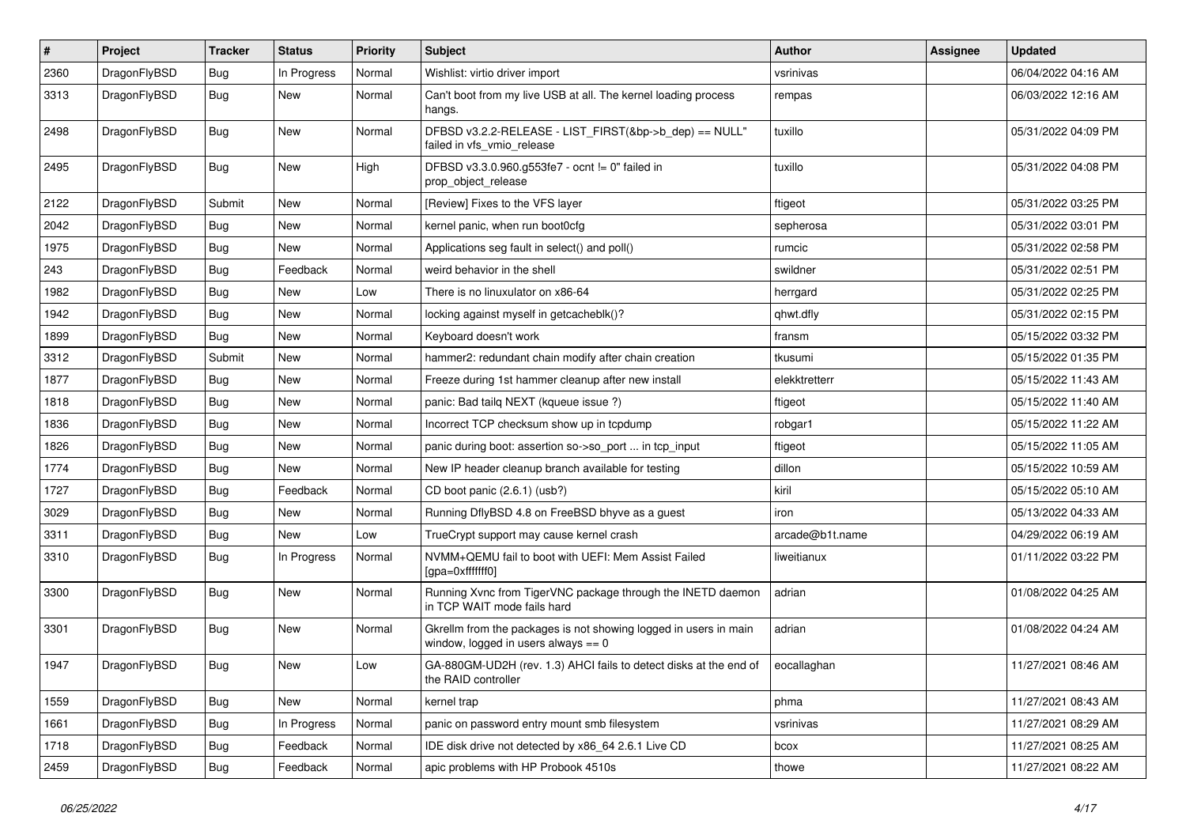| # | Project | Tracker | Status | Priority | Subject | Author | Assignee | Updated |
|---|---|---|---|---|---|---|---|---|
| 2360 | DragonFlyBSD | Bug | In Progress | Normal | Wishlist: virtio driver import | vsrinivas | | 06/04/2022 04:16 AM |
| 3313 | DragonFlyBSD | Bug | New | Normal | Can't boot from my live USB at all. The kernel loading process hangs. | rempas | | 06/03/2022 12:16 AM |
| 2498 | DragonFlyBSD | Bug | New | Normal | DFBSD v3.2.2-RELEASE - LIST_FIRST(&bp->b_dep) == NULL" failed in vfs_vmio_release | tuxillo | | 05/31/2022 04:09 PM |
| 2495 | DragonFlyBSD | Bug | New | High | DFBSD v3.3.0.960.g553fe7 - ocnt != 0" failed in prop_object_release | tuxillo | | 05/31/2022 04:08 PM |
| 2122 | DragonFlyBSD | Submit | New | Normal | [Review] Fixes to the VFS layer | ftigeot | | 05/31/2022 03:25 PM |
| 2042 | DragonFlyBSD | Bug | New | Normal | kernel panic, when run boot0cfg | sepherosa | | 05/31/2022 03:01 PM |
| 1975 | DragonFlyBSD | Bug | New | Normal | Applications seg fault in select() and poll() | rumcic | | 05/31/2022 02:58 PM |
| 243 | DragonFlyBSD | Bug | Feedback | Normal | weird behavior in the shell | swildner | | 05/31/2022 02:51 PM |
| 1982 | DragonFlyBSD | Bug | New | Low | There is no linuxulator on x86-64 | herrgard | | 05/31/2022 02:25 PM |
| 1942 | DragonFlyBSD | Bug | New | Normal | locking against myself in getcacheblk()? | qhwt.dfly | | 05/31/2022 02:15 PM |
| 1899 | DragonFlyBSD | Bug | New | Normal | Keyboard doesn't work | fransm | | 05/15/2022 03:32 PM |
| 3312 | DragonFlyBSD | Submit | New | Normal | hammer2: redundant chain modify after chain creation | tkusumi | | 05/15/2022 01:35 PM |
| 1877 | DragonFlyBSD | Bug | New | Normal | Freeze during 1st hammer cleanup after new install | elekktretterr | | 05/15/2022 11:43 AM |
| 1818 | DragonFlyBSD | Bug | New | Normal | panic: Bad tailq NEXT (kqueue issue ?) | ftigeot | | 05/15/2022 11:40 AM |
| 1836 | DragonFlyBSD | Bug | New | Normal | Incorrect TCP checksum show up in tcpdump | robgar1 | | 05/15/2022 11:22 AM |
| 1826 | DragonFlyBSD | Bug | New | Normal | panic during boot: assertion so->so_port ... in tcp_input | ftigeot | | 05/15/2022 11:05 AM |
| 1774 | DragonFlyBSD | Bug | New | Normal | New IP header cleanup branch available for testing | dillon | | 05/15/2022 10:59 AM |
| 1727 | DragonFlyBSD | Bug | Feedback | Normal | CD boot panic (2.6.1) (usb?) | kiril | | 05/15/2022 05:10 AM |
| 3029 | DragonFlyBSD | Bug | New | Normal | Running DflyBSD 4.8 on FreeBSD bhyve as a guest | iron | | 05/13/2022 04:33 AM |
| 3311 | DragonFlyBSD | Bug | New | Low | TrueCrypt support may cause kernel crash | arcade@b1t.name | | 04/29/2022 06:19 AM |
| 3310 | DragonFlyBSD | Bug | In Progress | Normal | NVMM+QEMU fail to boot with UEFI: Mem Assist Failed [gpa=0xfffffff0] | liweitianux | | 01/11/2022 03:22 PM |
| 3300 | DragonFlyBSD | Bug | New | Normal | Running Xvnc from TigerVNC package through the INETD daemon in TCP WAIT mode fails hard | adrian | | 01/08/2022 04:25 AM |
| 3301 | DragonFlyBSD | Bug | New | Normal | Gkrellm from the packages is not showing logged in users in main window, logged in users always == 0 | adrian | | 01/08/2022 04:24 AM |
| 1947 | DragonFlyBSD | Bug | New | Low | GA-880GM-UD2H (rev. 1.3) AHCI fails to detect disks at the end of the RAID controller | eocallaghan | | 11/27/2021 08:46 AM |
| 1559 | DragonFlyBSD | Bug | New | Normal | kernel trap | phma | | 11/27/2021 08:43 AM |
| 1661 | DragonFlyBSD | Bug | In Progress | Normal | panic on password entry mount smb filesystem | vsrinivas | | 11/27/2021 08:29 AM |
| 1718 | DragonFlyBSD | Bug | Feedback | Normal | IDE disk drive not detected by x86_64 2.6.1 Live CD | bcox | | 11/27/2021 08:25 AM |
| 2459 | DragonFlyBSD | Bug | Feedback | Normal | apic problems with HP Probook 4510s | thowe | | 11/27/2021 08:22 AM |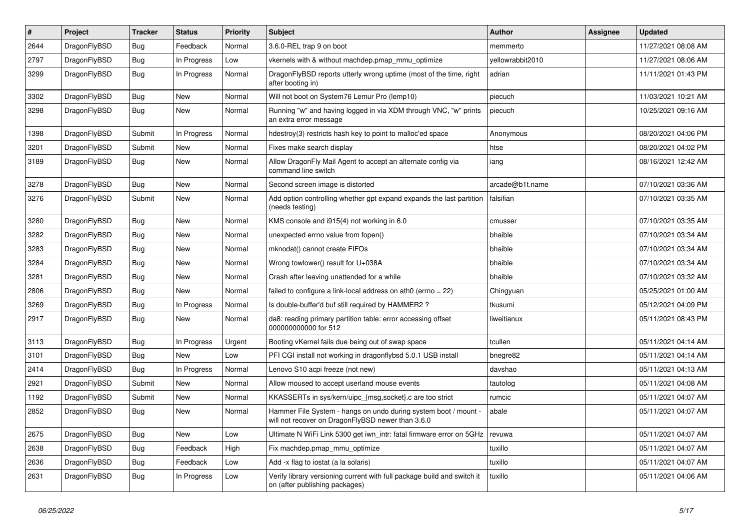| # | Project | Tracker | Status | Priority | Subject | Author | Assignee | Updated |
|---|---|---|---|---|---|---|---|---|
| 2644 | DragonFlyBSD | Bug | Feedback | Normal | 3.6.0-REL trap 9 on boot | memmerto | | 11/27/2021 08:08 AM |
| 2797 | DragonFlyBSD | Bug | In Progress | Low | vkernels with & without machdep.pmap_mmu_optimize | yellowrabbit2010 | | 11/27/2021 08:06 AM |
| 3299 | DragonFlyBSD | Bug | In Progress | Normal | DragonFlyBSD reports utterly wrong uptime (most of the time, right after booting in) | adrian | | 11/11/2021 01:43 PM |
| 3302 | DragonFlyBSD | Bug | New | Normal | Will not boot on System76 Lemur Pro (lemp10) | piecuch | | 11/03/2021 10:21 AM |
| 3298 | DragonFlyBSD | Bug | New | Normal | Running "w" and having logged in via XDM through VNC, "w" prints an extra error message | piecuch | | 10/25/2021 09:16 AM |
| 1398 | DragonFlyBSD | Submit | In Progress | Normal | hdestroy(3) restricts hash key to point to malloc'ed space | Anonymous | | 08/20/2021 04:06 PM |
| 3201 | DragonFlyBSD | Submit | New | Normal | Fixes make search display | htse | | 08/20/2021 04:02 PM |
| 3189 | DragonFlyBSD | Bug | New | Normal | Allow DragonFly Mail Agent to accept an alternate config via command line switch | iang | | 08/16/2021 12:42 AM |
| 3278 | DragonFlyBSD | Bug | New | Normal | Second screen image is distorted | arcade@b1t.name | | 07/10/2021 03:36 AM |
| 3276 | DragonFlyBSD | Submit | New | Normal | Add option controlling whether gpt expand expands the last partition (needs testing) | falsifian | | 07/10/2021 03:35 AM |
| 3280 | DragonFlyBSD | Bug | New | Normal | KMS console and i915(4) not working in 6.0 | cmusser | | 07/10/2021 03:35 AM |
| 3282 | DragonFlyBSD | Bug | New | Normal | unexpected errno value from fopen() | bhaible | | 07/10/2021 03:34 AM |
| 3283 | DragonFlyBSD | Bug | New | Normal | mknodat() cannot create FIFOs | bhaible | | 07/10/2021 03:34 AM |
| 3284 | DragonFlyBSD | Bug | New | Normal | Wrong towlower() result for U+038A | bhaible | | 07/10/2021 03:34 AM |
| 3281 | DragonFlyBSD | Bug | New | Normal | Crash after leaving unattended for a while | bhaible | | 07/10/2021 03:32 AM |
| 2806 | DragonFlyBSD | Bug | New | Normal | failed to configure a link-local address on ath0 (errno = 22) | Chingyuan | | 05/25/2021 01:00 AM |
| 3269 | DragonFlyBSD | Bug | In Progress | Normal | Is double-buffer'd buf still required by HAMMER2 ? | tkusumi | | 05/12/2021 04:09 PM |
| 2917 | DragonFlyBSD | Bug | New | Normal | da8: reading primary partition table: error accessing offset 000000000000 for 512 | liweitianux | | 05/11/2021 08:43 PM |
| 3113 | DragonFlyBSD | Bug | In Progress | Urgent | Booting vKernel fails due being out of swap space | tcullen | | 05/11/2021 04:14 AM |
| 3101 | DragonFlyBSD | Bug | New | Low | PFI CGI install not working in dragonflybsd 5.0.1 USB install | bnegre82 | | 05/11/2021 04:14 AM |
| 2414 | DragonFlyBSD | Bug | In Progress | Normal | Lenovo S10 acpi freeze (not new) | davshao | | 05/11/2021 04:13 AM |
| 2921 | DragonFlyBSD | Submit | New | Normal | Allow moused to accept userland mouse events | tautolog | | 05/11/2021 04:08 AM |
| 1192 | DragonFlyBSD | Submit | New | Normal | KKASSERTs in sys/kern/uipc_{msg,socket}.c are too strict | rumcic | | 05/11/2021 04:07 AM |
| 2852 | DragonFlyBSD | Bug | New | Normal | Hammer File System - hangs on undo during system boot / mount - will not recover on DragonFlyBSD newer than 3.6.0 | abale | | 05/11/2021 04:07 AM |
| 2675 | DragonFlyBSD | Bug | New | Low | Ultimate N WiFi Link 5300 get iwn_intr: fatal firmware error on 5GHz | revuwa | | 05/11/2021 04:07 AM |
| 2638 | DragonFlyBSD | Bug | Feedback | High | Fix machdep.pmap_mmu_optimize | tuxillo | | 05/11/2021 04:07 AM |
| 2636 | DragonFlyBSD | Bug | Feedback | Low | Add -x flag to iostat (a la solaris) | tuxillo | | 05/11/2021 04:07 AM |
| 2631 | DragonFlyBSD | Bug | In Progress | Low | Verify library versioning current with full package build and switch it on (after publishing packages) | tuxillo | | 05/11/2021 04:06 AM |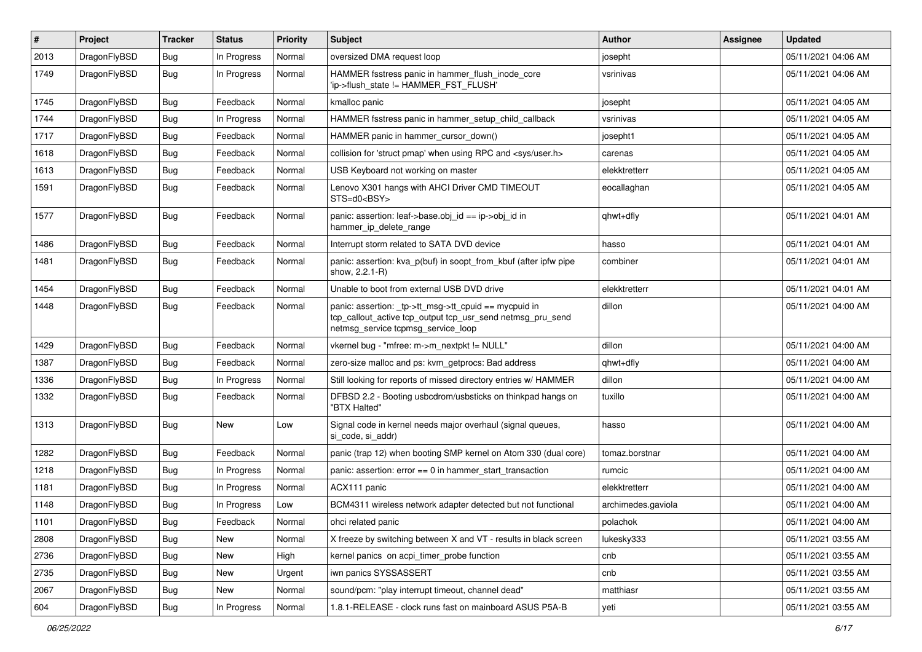| # | Project | Tracker | Status | Priority | Subject | Author | Assignee | Updated |
|---|---|---|---|---|---|---|---|---|
| 2013 | DragonFlyBSD | Bug | In Progress | Normal | oversized DMA request loop | josepht | | 05/11/2021 04:06 AM |
| 1749 | DragonFlyBSD | Bug | In Progress | Normal | HAMMER fsstress panic in hammer_flush_inode_core 'ip->flush_state != HAMMER_FST_FLUSH' | vsrinivas | | 05/11/2021 04:06 AM |
| 1745 | DragonFlyBSD | Bug | Feedback | Normal | kmalloc panic | josepht | | 05/11/2021 04:05 AM |
| 1744 | DragonFlyBSD | Bug | In Progress | Normal | HAMMER fsstress panic in hammer_setup_child_callback | vsrinivas | | 05/11/2021 04:05 AM |
| 1717 | DragonFlyBSD | Bug | Feedback | Normal | HAMMER panic in hammer_cursor_down() | josepht1 | | 05/11/2021 04:05 AM |
| 1618 | DragonFlyBSD | Bug | Feedback | Normal | collision for 'struct pmap' when using RPC and <sys/user.h> | carenas | | 05/11/2021 04:05 AM |
| 1613 | DragonFlyBSD | Bug | Feedback | Normal | USB Keyboard not working on master | elekktretterr | | 05/11/2021 04:05 AM |
| 1591 | DragonFlyBSD | Bug | Feedback | Normal | Lenovo X301 hangs with AHCI Driver CMD TIMEOUT STS=d0<BSY> | eocallaghan | | 05/11/2021 04:05 AM |
| 1577 | DragonFlyBSD | Bug | Feedback | Normal | panic: assertion: leaf->base.obj_id == ip->obj_id in hammer_ip_delete_range | qhwt+dfly | | 05/11/2021 04:01 AM |
| 1486 | DragonFlyBSD | Bug | Feedback | Normal | Interrupt storm related to SATA DVD device | hasso | | 05/11/2021 04:01 AM |
| 1481 | DragonFlyBSD | Bug | Feedback | Normal | panic: assertion: kva_p(buf) in soopt_from_kbuf (after ipfw pipe show, 2.2.1-R) | combiner | | 05/11/2021 04:01 AM |
| 1454 | DragonFlyBSD | Bug | Feedback | Normal | Unable to boot from external USB DVD drive | elekktretterr | | 05/11/2021 04:01 AM |
| 1448 | DragonFlyBSD | Bug | Feedback | Normal | panic: assertion: _tp->tt_msg->tt_cpuid == mycpuid in tcp_callout_active tcp_output tcp_usr_send netmsg_pru_send netmsg_service tcpmsg_service_loop | dillon | | 05/11/2021 04:00 AM |
| 1429 | DragonFlyBSD | Bug | Feedback | Normal | vkernel bug - "mfree: m->m_nextpkt != NULL" | dillon | | 05/11/2021 04:00 AM |
| 1387 | DragonFlyBSD | Bug | Feedback | Normal | zero-size malloc and ps: kvm_getprocs: Bad address | qhwt+dfly | | 05/11/2021 04:00 AM |
| 1336 | DragonFlyBSD | Bug | In Progress | Normal | Still looking for reports of missed directory entries w/ HAMMER | dillon | | 05/11/2021 04:00 AM |
| 1332 | DragonFlyBSD | Bug | Feedback | Normal | DFBSD 2.2 - Booting usbcdrom/usbsticks on thinkpad hangs on "BTX Halted" | tuxillo | | 05/11/2021 04:00 AM |
| 1313 | DragonFlyBSD | Bug | New | Low | Signal code in kernel needs major overhaul (signal queues, si_code, si_addr) | hasso | | 05/11/2021 04:00 AM |
| 1282 | DragonFlyBSD | Bug | Feedback | Normal | panic (trap 12) when booting SMP kernel on Atom 330 (dual core) | tomaz.borstnar | | 05/11/2021 04:00 AM |
| 1218 | DragonFlyBSD | Bug | In Progress | Normal | panic: assertion: error == 0 in hammer_start_transaction | rumcic | | 05/11/2021 04:00 AM |
| 1181 | DragonFlyBSD | Bug | In Progress | Normal | ACX111 panic | elekktretterr | | 05/11/2021 04:00 AM |
| 1148 | DragonFlyBSD | Bug | In Progress | Low | BCM4311 wireless network adapter detected but not functional | archimedes.gaviola | | 05/11/2021 04:00 AM |
| 1101 | DragonFlyBSD | Bug | Feedback | Normal | ohci related panic | polachok | | 05/11/2021 04:00 AM |
| 2808 | DragonFlyBSD | Bug | New | Normal | X freeze by switching between X and VT - results in black screen | lukesky333 | | 05/11/2021 03:55 AM |
| 2736 | DragonFlyBSD | Bug | New | High | kernel panics on acpi_timer_probe function | cnb | | 05/11/2021 03:55 AM |
| 2735 | DragonFlyBSD | Bug | New | Urgent | iwn panics SYSSASSERT | cnb | | 05/11/2021 03:55 AM |
| 2067 | DragonFlyBSD | Bug | New | Normal | sound/pcm: "play interrupt timeout, channel dead" | matthiasr | | 05/11/2021 03:55 AM |
| 604 | DragonFlyBSD | Bug | In Progress | Normal | 1.8.1-RELEASE - clock runs fast on mainboard ASUS P5A-B | yeti | | 05/11/2021 03:55 AM |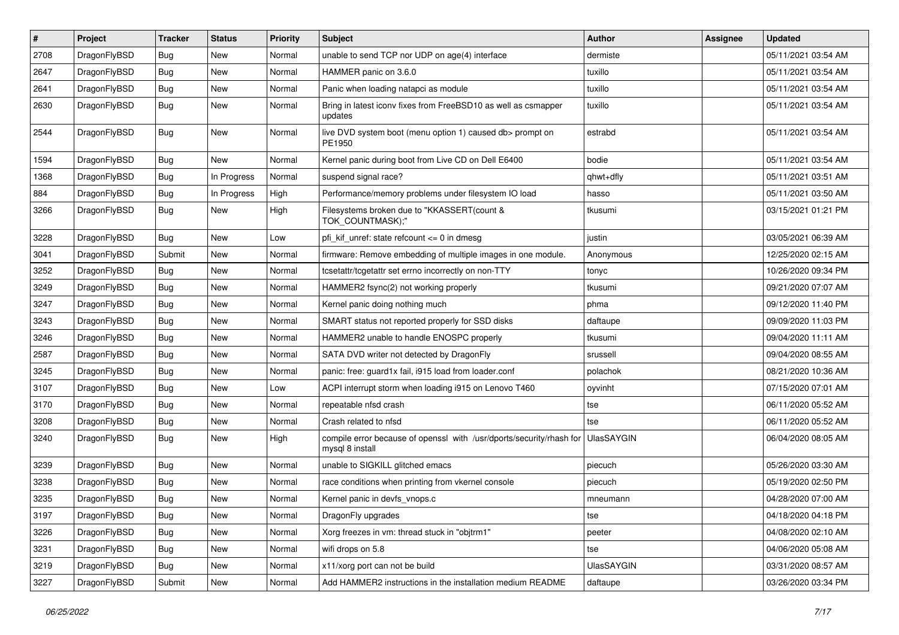| # | Project | Tracker | Status | Priority | Subject | Author | Assignee | Updated |
|---|---|---|---|---|---|---|---|---|
| 2708 | DragonFlyBSD | Bug | New | Normal | unable to send TCP nor UDP on age(4) interface | dermiste | | 05/11/2021 03:54 AM |
| 2647 | DragonFlyBSD | Bug | New | Normal | HAMMER panic on 3.6.0 | tuxillo | | 05/11/2021 03:54 AM |
| 2641 | DragonFlyBSD | Bug | New | Normal | Panic when loading natapci as module | tuxillo | | 05/11/2021 03:54 AM |
| 2630 | DragonFlyBSD | Bug | New | Normal | Bring in latest iconv fixes from FreeBSD10 as well as csmapper updates | tuxillo | | 05/11/2021 03:54 AM |
| 2544 | DragonFlyBSD | Bug | New | Normal | live DVD system boot (menu option 1) caused db> prompt on PE1950 | estrabd | | 05/11/2021 03:54 AM |
| 1594 | DragonFlyBSD | Bug | New | Normal | Kernel panic during boot from Live CD on Dell E6400 | bodie | | 05/11/2021 03:54 AM |
| 1368 | DragonFlyBSD | Bug | In Progress | Normal | suspend signal race? | qhwt+dfly | | 05/11/2021 03:51 AM |
| 884 | DragonFlyBSD | Bug | In Progress | High | Performance/memory problems under filesystem IO load | hasso | | 05/11/2021 03:50 AM |
| 3266 | DragonFlyBSD | Bug | New | High | Filesystems broken due to "KKASSERT(count & TOK_COUNTMASK);" | tkusumi | | 03/15/2021 01:21 PM |
| 3228 | DragonFlyBSD | Bug | New | Low | pfi_kif_unref: state refcount <= 0 in dmesg | justin | | 03/05/2021 06:39 AM |
| 3041 | DragonFlyBSD | Submit | New | Normal | firmware: Remove embedding of multiple images in one module. | Anonymous | | 12/25/2020 02:15 AM |
| 3252 | DragonFlyBSD | Bug | New | Normal | tcsetattr/tcgetattr set errno incorrectly on non-TTY | tonyc | | 10/26/2020 09:34 PM |
| 3249 | DragonFlyBSD | Bug | New | Normal | HAMMER2 fsync(2) not working properly | tkusumi | | 09/21/2020 07:07 AM |
| 3247 | DragonFlyBSD | Bug | New | Normal | Kernel panic doing nothing much | phma | | 09/12/2020 11:40 PM |
| 3243 | DragonFlyBSD | Bug | New | Normal | SMART status not reported properly for SSD disks | daftaupe | | 09/09/2020 11:03 PM |
| 3246 | DragonFlyBSD | Bug | New | Normal | HAMMER2 unable to handle ENOSPC properly | tkusumi | | 09/04/2020 11:11 AM |
| 2587 | DragonFlyBSD | Bug | New | Normal | SATA DVD writer not detected by DragonFly | srussell | | 09/04/2020 08:55 AM |
| 3245 | DragonFlyBSD | Bug | New | Normal | panic: free: guard1x fail, i915 load from loader.conf | polachok | | 08/21/2020 10:36 AM |
| 3107 | DragonFlyBSD | Bug | New | Low | ACPI interrupt storm when loading i915 on Lenovo T460 | oyvinht | | 07/15/2020 07:01 AM |
| 3170 | DragonFlyBSD | Bug | New | Normal | repeatable nfsd crash | tse | | 06/11/2020 05:52 AM |
| 3208 | DragonFlyBSD | Bug | New | Normal | Crash related to nfsd | tse | | 06/11/2020 05:52 AM |
| 3240 | DragonFlyBSD | Bug | New | High | compile error because of openssl with /usr/dports/security/rhash for mysql 8 install | UlasSAYGIN | | 06/04/2020 08:05 AM |
| 3239 | DragonFlyBSD | Bug | New | Normal | unable to SIGKILL glitched emacs | piecuch | | 05/26/2020 03:30 AM |
| 3238 | DragonFlyBSD | Bug | New | Normal | race conditions when printing from vkernel console | piecuch | | 05/19/2020 02:50 PM |
| 3235 | DragonFlyBSD | Bug | New | Normal | Kernel panic in devfs_vnops.c | mneumann | | 04/28/2020 07:00 AM |
| 3197 | DragonFlyBSD | Bug | New | Normal | DragonFly upgrades | tse | | 04/18/2020 04:18 PM |
| 3226 | DragonFlyBSD | Bug | New | Normal | Xorg freezes in vm: thread stuck in "objtrm1" | peeter | | 04/08/2020 02:10 AM |
| 3231 | DragonFlyBSD | Bug | New | Normal | wifi drops on 5.8 | tse | | 04/06/2020 05:08 AM |
| 3219 | DragonFlyBSD | Bug | New | Normal | x11/xorg port can not be build | UlasSAYGIN | | 03/31/2020 08:57 AM |
| 3227 | DragonFlyBSD | Submit | New | Normal | Add HAMMER2 instructions in the installation medium README | daftaupe | | 03/26/2020 03:34 PM |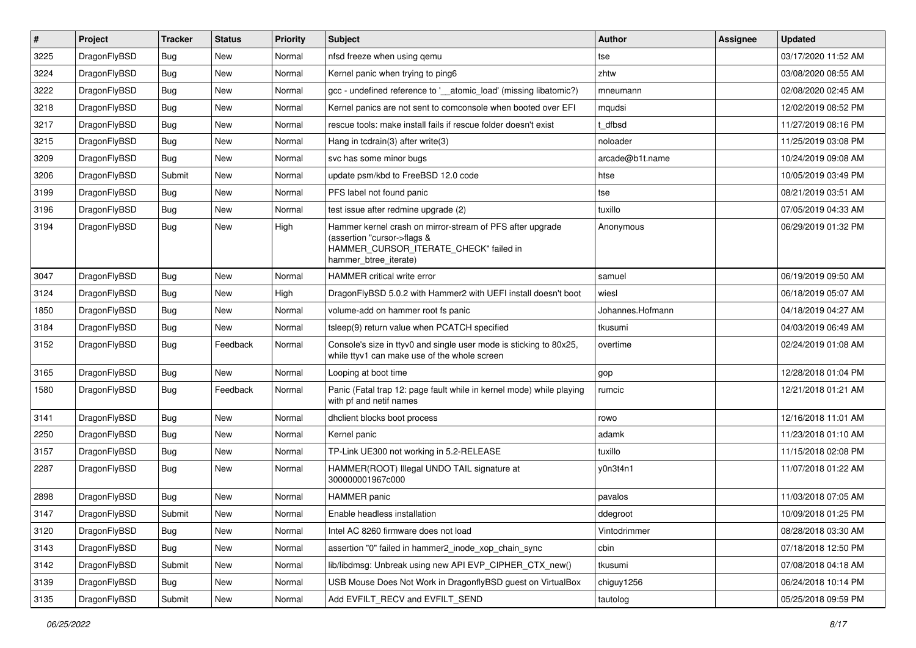| # | Project | Tracker | Status | Priority | Subject | Author | Assignee | Updated |
|---|---|---|---|---|---|---|---|---|
| 3225 | DragonFlyBSD | Bug | New | Normal | nfsd freeze when using qemu | tse | | 03/17/2020 11:52 AM |
| 3224 | DragonFlyBSD | Bug | New | Normal | Kernel panic when trying to ping6 | zhtw | | 03/08/2020 08:55 AM |
| 3222 | DragonFlyBSD | Bug | New | Normal | gcc - undefined reference to '__atomic_load' (missing libatomic?) | mneumann | | 02/08/2020 02:45 AM |
| 3218 | DragonFlyBSD | Bug | New | Normal | Kernel panics are not sent to comconsole when booted over EFI | mqudsi | | 12/02/2019 08:52 PM |
| 3217 | DragonFlyBSD | Bug | New | Normal | rescue tools: make install fails if rescue folder doesn't exist | t_dfbsd | | 11/27/2019 08:16 PM |
| 3215 | DragonFlyBSD | Bug | New | Normal | Hang in tcdrain(3) after write(3) | noloader | | 11/25/2019 03:08 PM |
| 3209 | DragonFlyBSD | Bug | New | Normal | svc has some minor bugs | arcade@b1t.name | | 10/24/2019 09:08 AM |
| 3206 | DragonFlyBSD | Submit | New | Normal | update psm/kbd to FreeBSD 12.0 code | htse | | 10/05/2019 03:49 PM |
| 3199 | DragonFlyBSD | Bug | New | Normal | PFS label not found panic | tse | | 08/21/2019 03:51 AM |
| 3196 | DragonFlyBSD | Bug | New | Normal | test issue after redmine upgrade (2) | tuxillo | | 07/05/2019 04:33 AM |
| 3194 | DragonFlyBSD | Bug | New | High | Hammer kernel crash on mirror-stream of PFS after upgrade (assertion "cursor->flags & HAMMER_CURSOR_ITERATE_CHECK" failed in hammer_btree_iterate) | Anonymous | | 06/29/2019 01:32 PM |
| 3047 | DragonFlyBSD | Bug | New | Normal | HAMMER critical write error | samuel | | 06/19/2019 09:50 AM |
| 3124 | DragonFlyBSD | Bug | New | High | DragonFlyBSD 5.0.2 with Hammer2 with UEFI install doesn't boot | wiesl | | 06/18/2019 05:07 AM |
| 1850 | DragonFlyBSD | Bug | New | Normal | volume-add on hammer root fs panic | Johannes.Hofmann | | 04/18/2019 04:27 AM |
| 3184 | DragonFlyBSD | Bug | New | Normal | tsleep(9) return value when PCATCH specified | tkusumi | | 04/03/2019 06:49 AM |
| 3152 | DragonFlyBSD | Bug | Feedback | Normal | Console's size in ttyv0 and single user mode is sticking to 80x25, while ttyv1 can make use of the whole screen | overtime | | 02/24/2019 01:08 AM |
| 3165 | DragonFlyBSD | Bug | New | Normal | Looping at boot time | gop | | 12/28/2018 01:04 PM |
| 1580 | DragonFlyBSD | Bug | Feedback | Normal | Panic (Fatal trap 12: page fault while in kernel mode) while playing with pf and netif names | rumcic | | 12/21/2018 01:21 AM |
| 3141 | DragonFlyBSD | Bug | New | Normal | dhclient blocks boot process | rowo | | 12/16/2018 11:01 AM |
| 2250 | DragonFlyBSD | Bug | New | Normal | Kernel panic | adamk | | 11/23/2018 01:10 AM |
| 3157 | DragonFlyBSD | Bug | New | Normal | TP-Link UE300 not working in 5.2-RELEASE | tuxillo | | 11/15/2018 02:08 PM |
| 2287 | DragonFlyBSD | Bug | New | Normal | HAMMER(ROOT) Illegal UNDO TAIL signature at 300000001967c000 | y0n3t4n1 | | 11/07/2018 01:22 AM |
| 2898 | DragonFlyBSD | Bug | New | Normal | HAMMER panic | pavalos | | 11/03/2018 07:05 AM |
| 3147 | DragonFlyBSD | Submit | New | Normal | Enable headless installation | ddegroot | | 10/09/2018 01:25 PM |
| 3120 | DragonFlyBSD | Bug | New | Normal | Intel AC 8260 firmware does not load | Vintodrimmer | | 08/28/2018 03:30 AM |
| 3143 | DragonFlyBSD | Bug | New | Normal | assertion "0" failed in hammer2_inode_xop_chain_sync | cbin | | 07/18/2018 12:50 PM |
| 3142 | DragonFlyBSD | Submit | New | Normal | lib/libdmsg: Unbreak using new API EVP_CIPHER_CTX_new() | tkusumi | | 07/08/2018 04:18 AM |
| 3139 | DragonFlyBSD | Bug | New | Normal | USB Mouse Does Not Work in DragonflyBSD guest on VirtualBox | chiguy1256 | | 06/24/2018 10:14 PM |
| 3135 | DragonFlyBSD | Submit | New | Normal | Add EVFILT_RECV and EVFILT_SEND | tautolog | | 05/25/2018 09:59 PM |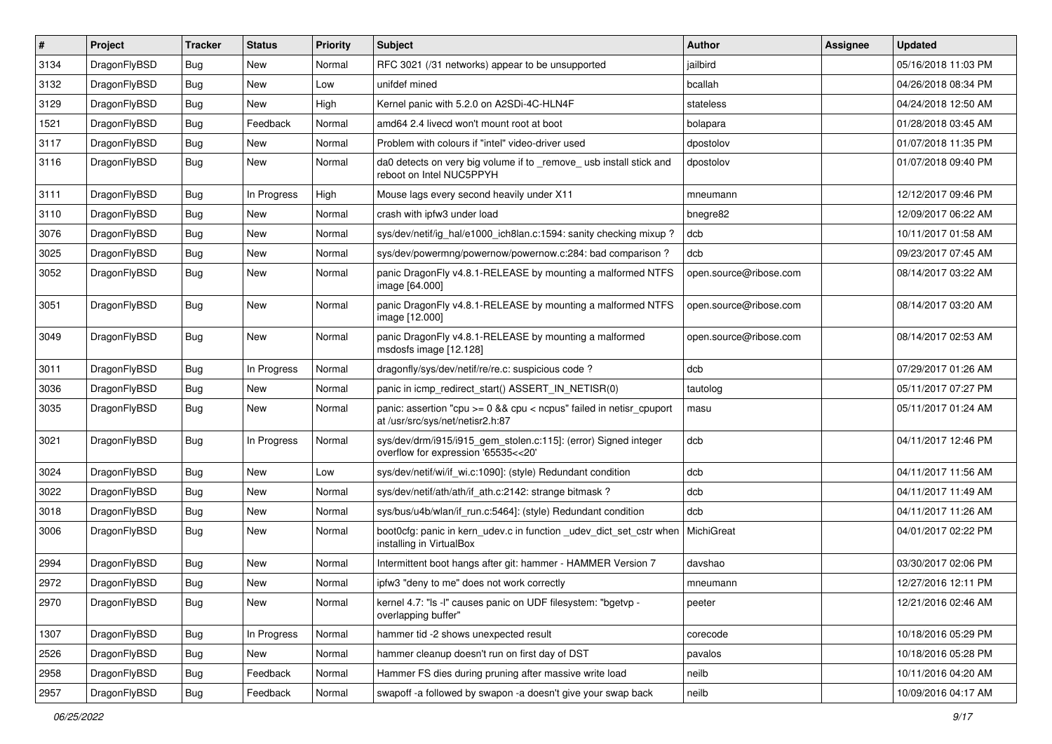| # | Project | Tracker | Status | Priority | Subject | Author | Assignee | Updated |
|---|---|---|---|---|---|---|---|---|
| 3134 | DragonFlyBSD | Bug | New | Normal | RFC 3021 (/31 networks) appear to be unsupported | jailbird | | 05/16/2018 11:03 PM |
| 3132 | DragonFlyBSD | Bug | New | Low | unifdef mined | bcallah | | 04/26/2018 08:34 PM |
| 3129 | DragonFlyBSD | Bug | New | High | Kernel panic with 5.2.0 on A2SDi-4C-HLN4F | stateless | | 04/24/2018 12:50 AM |
| 1521 | DragonFlyBSD | Bug | Feedback | Normal | amd64 2.4 livecd won't mount root at boot | bolapara | | 01/28/2018 03:45 AM |
| 3117 | DragonFlyBSD | Bug | New | Normal | Problem with colours if "intel" video-driver used | dpostolov | | 01/07/2018 11:35 PM |
| 3116 | DragonFlyBSD | Bug | New | Normal | da0 detects on very big volume if to _remove_ usb install stick and reboot on Intel NUC5PPYH | dpostolov | | 01/07/2018 09:40 PM |
| 3111 | DragonFlyBSD | Bug | In Progress | High | Mouse lags every second heavily under X11 | mneumann | | 12/12/2017 09:46 PM |
| 3110 | DragonFlyBSD | Bug | New | Normal | crash with ipfw3 under load | bnegre82 | | 12/09/2017 06:22 AM |
| 3076 | DragonFlyBSD | Bug | New | Normal | sys/dev/netif/ig_hal/e1000_ich8lan.c:1594: sanity checking mixup ? | dcb | | 10/11/2017 01:58 AM |
| 3025 | DragonFlyBSD | Bug | New | Normal | sys/dev/powermng/powernow/powernow.c:284: bad comparison ? | dcb | | 09/23/2017 07:45 AM |
| 3052 | DragonFlyBSD | Bug | New | Normal | panic DragonFly v4.8.1-RELEASE by mounting a malformed NTFS image [64.000] | open.source@ribose.com | | 08/14/2017 03:22 AM |
| 3051 | DragonFlyBSD | Bug | New | Normal | panic DragonFly v4.8.1-RELEASE by mounting a malformed NTFS image [12.000] | open.source@ribose.com | | 08/14/2017 03:20 AM |
| 3049 | DragonFlyBSD | Bug | New | Normal | panic DragonFly v4.8.1-RELEASE by mounting a malformed msdosfs image [12.128] | open.source@ribose.com | | 08/14/2017 02:53 AM |
| 3011 | DragonFlyBSD | Bug | In Progress | Normal | dragonfly/sys/dev/netif/re/re.c: suspicious code ? | dcb | | 07/29/2017 01:26 AM |
| 3036 | DragonFlyBSD | Bug | New | Normal | panic in icmp_redirect_start() ASSERT_IN_NETISR(0) | tautolog | | 05/11/2017 07:27 PM |
| 3035 | DragonFlyBSD | Bug | New | Normal | panic: assertion "cpu >= 0 && cpu < ncpus" failed in netisr_cpuport at /usr/src/sys/net/netisr2.h:87 | masu | | 05/11/2017 01:24 AM |
| 3021 | DragonFlyBSD | Bug | In Progress | Normal | sys/dev/drm/i915/i915_gem_stolen.c:115]: (error) Signed integer overflow for expression '65535<<20' | dcb | | 04/11/2017 12:46 PM |
| 3024 | DragonFlyBSD | Bug | New | Low | sys/dev/netif/wi/if_wi.c:1090]: (style) Redundant condition | dcb | | 04/11/2017 11:56 AM |
| 3022 | DragonFlyBSD | Bug | New | Normal | sys/dev/netif/ath/ath/if_ath.c:2142: strange bitmask ? | dcb | | 04/11/2017 11:49 AM |
| 3018 | DragonFlyBSD | Bug | New | Normal | sys/bus/u4b/wlan/if_run.c:5464]: (style) Redundant condition | dcb | | 04/11/2017 11:26 AM |
| 3006 | DragonFlyBSD | Bug | New | Normal | boot0cfg: panic in kern_udev.c in function _udev_dict_set_cstr when installing in VirtualBox | MichiGreat | | 04/01/2017 02:22 PM |
| 2994 | DragonFlyBSD | Bug | New | Normal | Intermittent boot hangs after git: hammer - HAMMER Version 7 | davshao | | 03/30/2017 02:06 PM |
| 2972 | DragonFlyBSD | Bug | New | Normal | ipfw3 "deny to me" does not work correctly | mneumann | | 12/27/2016 12:11 PM |
| 2970 | DragonFlyBSD | Bug | New | Normal | kernel 4.7: "ls -l" causes panic on UDF filesystem: "bgetvp - overlapping buffer" | peeter | | 12/21/2016 02:46 AM |
| 1307 | DragonFlyBSD | Bug | In Progress | Normal | hammer tid -2 shows unexpected result | corecode | | 10/18/2016 05:29 PM |
| 2526 | DragonFlyBSD | Bug | New | Normal | hammer cleanup doesn't run on first day of DST | pavalos | | 10/18/2016 05:28 PM |
| 2958 | DragonFlyBSD | Bug | Feedback | Normal | Hammer FS dies during pruning after massive write load | neilb | | 10/11/2016 04:20 AM |
| 2957 | DragonFlyBSD | Bug | Feedback | Normal | swapoff -a followed by swapon -a doesn't give your swap back | neilb | | 10/09/2016 04:17 AM |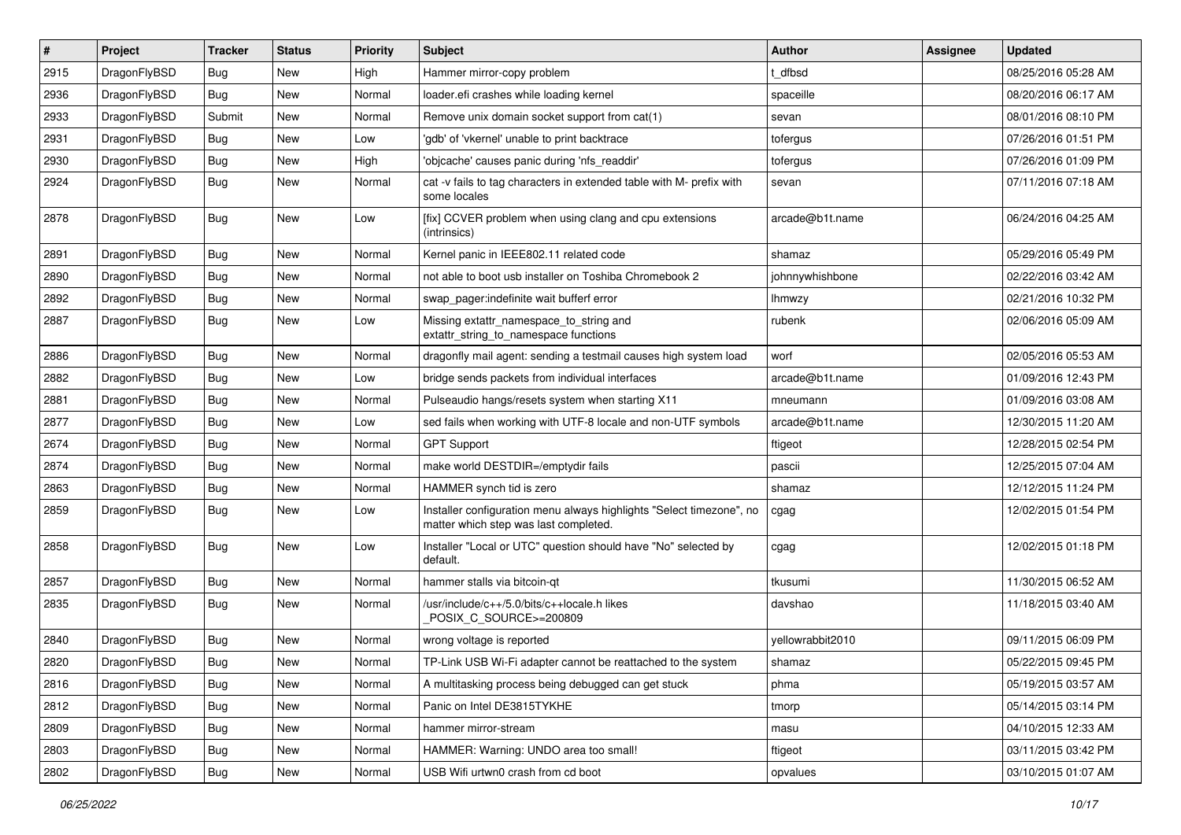| # | Project | Tracker | Status | Priority | Subject | Author | Assignee | Updated |
|---|---|---|---|---|---|---|---|---|
| 2915 | DragonFlyBSD | Bug | New | High | Hammer mirror-copy problem | t_dfbsd | | 08/25/2016 05:28 AM |
| 2936 | DragonFlyBSD | Bug | New | Normal | loader.efi crashes while loading kernel | spaceille | | 08/20/2016 06:17 AM |
| 2933 | DragonFlyBSD | Submit | New | Normal | Remove unix domain socket support from cat(1) | sevan | | 08/01/2016 08:10 PM |
| 2931 | DragonFlyBSD | Bug | New | Low | 'gdb' of 'vkernel' unable to print backtrace | tofergus | | 07/26/2016 01:51 PM |
| 2930 | DragonFlyBSD | Bug | New | High | 'objcache' causes panic during 'nfs_readdir' | tofergus | | 07/26/2016 01:09 PM |
| 2924 | DragonFlyBSD | Bug | New | Normal | cat -v fails to tag characters in extended table with M- prefix with some locales | sevan | | 07/11/2016 07:18 AM |
| 2878 | DragonFlyBSD | Bug | New | Low | [fix] CCVER problem when using clang and cpu extensions (intrinsics) | arcade@b1t.name | | 06/24/2016 04:25 AM |
| 2891 | DragonFlyBSD | Bug | New | Normal | Kernel panic in IEEE802.11 related code | shamaz | | 05/29/2016 05:49 PM |
| 2890 | DragonFlyBSD | Bug | New | Normal | not able to boot usb installer on Toshiba Chromebook 2 | johnnywhishbone | | 02/22/2016 03:42 AM |
| 2892 | DragonFlyBSD | Bug | New | Normal | swap_pager:indefinite wait bufferf error | lhmwzy | | 02/21/2016 10:32 PM |
| 2887 | DragonFlyBSD | Bug | New | Low | Missing extattr_namespace_to_string and extattr_string_to_namespace functions | rubenk | | 02/06/2016 05:09 AM |
| 2886 | DragonFlyBSD | Bug | New | Normal | dragonfly mail agent: sending a testmail causes high system load | worf | | 02/05/2016 05:53 AM |
| 2882 | DragonFlyBSD | Bug | New | Low | bridge sends packets from individual interfaces | arcade@b1t.name | | 01/09/2016 12:43 PM |
| 2881 | DragonFlyBSD | Bug | New | Normal | Pulseaudio hangs/resets system when starting X11 | mneumann | | 01/09/2016 03:08 AM |
| 2877 | DragonFlyBSD | Bug | New | Low | sed fails when working with UTF-8 locale and non-UTF symbols | arcade@b1t.name | | 12/30/2015 11:20 AM |
| 2674 | DragonFlyBSD | Bug | New | Normal | GPT Support | ftigeot | | 12/28/2015 02:54 PM |
| 2874 | DragonFlyBSD | Bug | New | Normal | make world DESTDIR=/emptydir fails | pascii | | 12/25/2015 07:04 AM |
| 2863 | DragonFlyBSD | Bug | New | Normal | HAMMER synch tid is zero | shamaz | | 12/12/2015 11:24 PM |
| 2859 | DragonFlyBSD | Bug | New | Low | Installer configuration menu always highlights "Select timezone", no matter which step was last completed. | cgag | | 12/02/2015 01:54 PM |
| 2858 | DragonFlyBSD | Bug | New | Low | Installer "Local or UTC" question should have "No" selected by default. | cgag | | 12/02/2015 01:18 PM |
| 2857 | DragonFlyBSD | Bug | New | Normal | hammer stalls via bitcoin-qt | tkusumi | | 11/30/2015 06:52 AM |
| 2835 | DragonFlyBSD | Bug | New | Normal | /usr/include/c++/5.0/bits/c++locale.h likes _POSIX_C_SOURCE>=200809 | davshao | | 11/18/2015 03:40 AM |
| 2840 | DragonFlyBSD | Bug | New | Normal | wrong voltage is reported | yellowrabbit2010 | | 09/11/2015 06:09 PM |
| 2820 | DragonFlyBSD | Bug | New | Normal | TP-Link USB Wi-Fi adapter cannot be reattached to the system | shamaz | | 05/22/2015 09:45 PM |
| 2816 | DragonFlyBSD | Bug | New | Normal | A multitasking process being debugged can get stuck | phma | | 05/19/2015 03:57 AM |
| 2812 | DragonFlyBSD | Bug | New | Normal | Panic on Intel DE3815TYKHE | tmorp | | 05/14/2015 03:14 PM |
| 2809 | DragonFlyBSD | Bug | New | Normal | hammer mirror-stream | masu | | 04/10/2015 12:33 AM |
| 2803 | DragonFlyBSD | Bug | New | Normal | HAMMER: Warning: UNDO area too small! | ftigeot | | 03/11/2015 03:42 PM |
| 2802 | DragonFlyBSD | Bug | New | Normal | USB Wifi urtwn0 crash from cd boot | opvalues | | 03/10/2015 01:07 AM |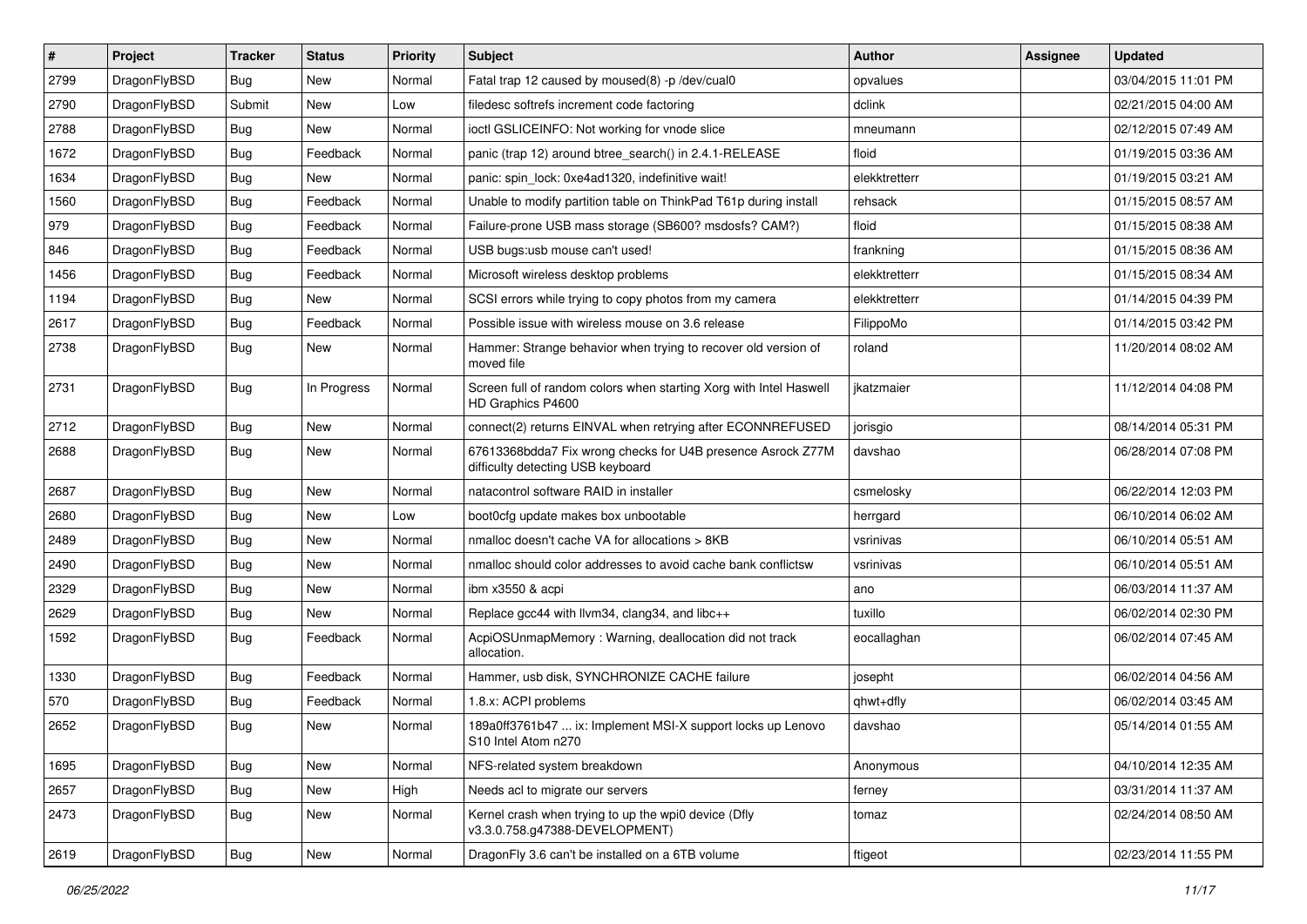| # | Project | Tracker | Status | Priority | Subject | Author | Assignee | Updated |
|---|---|---|---|---|---|---|---|---|
| 2799 | DragonFlyBSD | Bug | New | Normal | Fatal trap 12 caused by moused(8) -p /dev/cual0 | opvalues | | 03/04/2015 11:01 PM |
| 2790 | DragonFlyBSD | Submit | New | Low | filedesc softrefs increment code factoring | dclink | | 02/21/2015 04:00 AM |
| 2788 | DragonFlyBSD | Bug | New | Normal | ioctl GSLICEINFO: Not working for vnode slice | mneumann | | 02/12/2015 07:49 AM |
| 1672 | DragonFlyBSD | Bug | Feedback | Normal | panic (trap 12) around btree_search() in 2.4.1-RELEASE | floid | | 01/19/2015 03:36 AM |
| 1634 | DragonFlyBSD | Bug | New | Normal | panic: spin_lock: 0xe4ad1320, indefinitive wait! | elekktretterr | | 01/19/2015 03:21 AM |
| 1560 | DragonFlyBSD | Bug | Feedback | Normal | Unable to modify partition table on ThinkPad T61p during install | rehsack | | 01/15/2015 08:57 AM |
| 979 | DragonFlyBSD | Bug | Feedback | Normal | Failure-prone USB mass storage (SB600? msdosfs? CAM?) | floid | | 01/15/2015 08:38 AM |
| 846 | DragonFlyBSD | Bug | Feedback | Normal | USB bugs:usb mouse can't used! | frankning | | 01/15/2015 08:36 AM |
| 1456 | DragonFlyBSD | Bug | Feedback | Normal | Microsoft wireless desktop problems | elekktretterr | | 01/15/2015 08:34 AM |
| 1194 | DragonFlyBSD | Bug | New | Normal | SCSI errors while trying to copy photos from my camera | elekktretterr | | 01/14/2015 04:39 PM |
| 2617 | DragonFlyBSD | Bug | Feedback | Normal | Possible issue with wireless mouse on 3.6 release | FilippoMo | | 01/14/2015 03:42 PM |
| 2738 | DragonFlyBSD | Bug | New | Normal | Hammer: Strange behavior when trying to recover old version of moved file | roland | | 11/20/2014 08:02 AM |
| 2731 | DragonFlyBSD | Bug | In Progress | Normal | Screen full of random colors when starting Xorg with Intel Haswell HD Graphics P4600 | jkatzmaier | | 11/12/2014 04:08 PM |
| 2712 | DragonFlyBSD | Bug | New | Normal | connect(2) returns EINVAL when retrying after ECONNREFUSED | jorisgio | | 08/14/2014 05:31 PM |
| 2688 | DragonFlyBSD | Bug | New | Normal | 67613368bdda7 Fix wrong checks for U4B presence Asrock Z77M difficulty detecting USB keyboard | davshao | | 06/28/2014 07:08 PM |
| 2687 | DragonFlyBSD | Bug | New | Normal | natacontrol software RAID in installer | csmelosky | | 06/22/2014 12:03 PM |
| 2680 | DragonFlyBSD | Bug | New | Low | boot0cfg update makes box unbootable | herrgard | | 06/10/2014 06:02 AM |
| 2489 | DragonFlyBSD | Bug | New | Normal | nmalloc doesn't cache VA for allocations > 8KB | vsrinivas | | 06/10/2014 05:51 AM |
| 2490 | DragonFlyBSD | Bug | New | Normal | nmalloc should color addresses to avoid cache bank conflictsw | vsrinivas | | 06/10/2014 05:51 AM |
| 2329 | DragonFlyBSD | Bug | New | Normal | ibm x3550 & acpi | ano | | 06/03/2014 11:37 AM |
| 2629 | DragonFlyBSD | Bug | New | Normal | Replace gcc44 with llvm34, clang34, and libc++ | tuxillo | | 06/02/2014 02:30 PM |
| 1592 | DragonFlyBSD | Bug | Feedback | Normal | AcpiOSUnmapMemory : Warning, deallocation did not track allocation. | eocallaghan | | 06/02/2014 07:45 AM |
| 1330 | DragonFlyBSD | Bug | Feedback | Normal | Hammer, usb disk, SYNCHRONIZE CACHE failure | josepht | | 06/02/2014 04:56 AM |
| 570 | DragonFlyBSD | Bug | Feedback | Normal | 1.8.x: ACPI problems | qhwt+dfly | | 06/02/2014 03:45 AM |
| 2652 | DragonFlyBSD | Bug | New | Normal | 189a0ff3761b47 ... ix: Implement MSI-X support locks up Lenovo S10 Intel Atom n270 | davshao | | 05/14/2014 01:55 AM |
| 1695 | DragonFlyBSD | Bug | New | Normal | NFS-related system breakdown | Anonymous | | 04/10/2014 12:35 AM |
| 2657 | DragonFlyBSD | Bug | New | High | Needs acl to migrate our servers | ferney | | 03/31/2014 11:37 AM |
| 2473 | DragonFlyBSD | Bug | New | Normal | Kernel crash when trying to up the wpi0 device (Dfly v3.3.0.758.g47388-DEVELOPMENT) | tomaz | | 02/24/2014 08:50 AM |
| 2619 | DragonFlyBSD | Bug | New | Normal | DragonFly 3.6 can't be installed on a 6TB volume | ftigeot | | 02/23/2014 11:55 PM |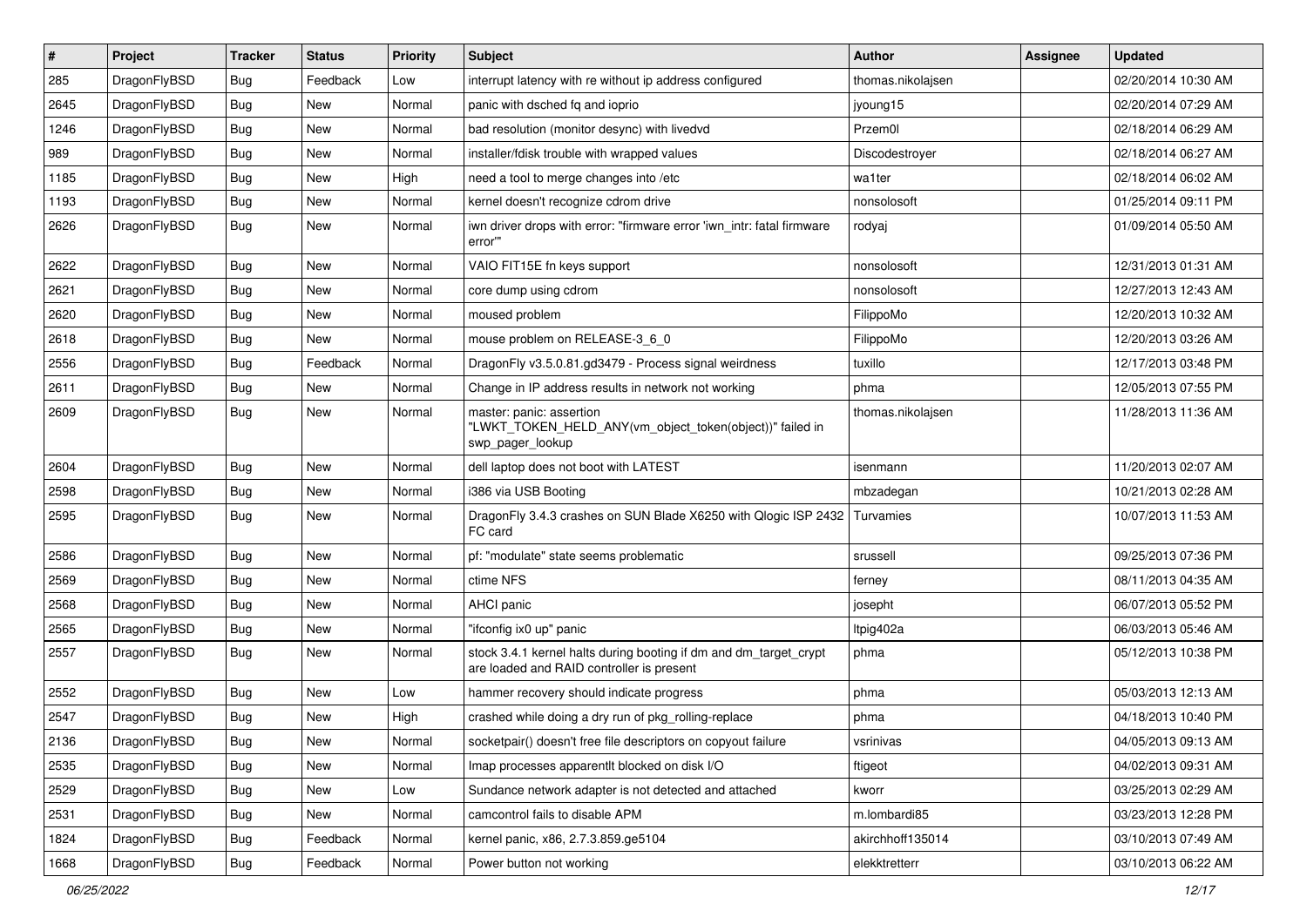| # | Project | Tracker | Status | Priority | Subject | Author | Assignee | Updated |
|---|---|---|---|---|---|---|---|---|
| 285 | DragonFlyBSD | Bug | Feedback | Low | interrupt latency with re without ip address configured | thomas.nikolajsen | | 02/20/2014 10:30 AM |
| 2645 | DragonFlyBSD | Bug | New | Normal | panic with dsched fq and ioprio | jyoung15 | | 02/20/2014 07:29 AM |
| 1246 | DragonFlyBSD | Bug | New | Normal | bad resolution (monitor desync) with livedvd | Przem0l | | 02/18/2014 06:29 AM |
| 989 | DragonFlyBSD | Bug | New | Normal | installer/fdisk trouble with wrapped values | Discodestroyer | | 02/18/2014 06:27 AM |
| 1185 | DragonFlyBSD | Bug | New | High | need a tool to merge changes into /etc | wa1ter | | 02/18/2014 06:02 AM |
| 1193 | DragonFlyBSD | Bug | New | Normal | kernel doesn't recognize cdrom drive | nonsolosoft | | 01/25/2014 09:11 PM |
| 2626 | DragonFlyBSD | Bug | New | Normal | iwn driver drops with error: "firmware error 'iwn_intr: fatal firmware error'" | rodyaj | | 01/09/2014 05:50 AM |
| 2622 | DragonFlyBSD | Bug | New | Normal | VAIO FIT15E fn keys support | nonsolosoft | | 12/31/2013 01:31 AM |
| 2621 | DragonFlyBSD | Bug | New | Normal | core dump using cdrom | nonsolosoft | | 12/27/2013 12:43 AM |
| 2620 | DragonFlyBSD | Bug | New | Normal | moused problem | FilippoMo | | 12/20/2013 10:32 AM |
| 2618 | DragonFlyBSD | Bug | New | Normal | mouse problem on RELEASE-3_6_0 | FilippoMo | | 12/20/2013 03:26 AM |
| 2556 | DragonFlyBSD | Bug | Feedback | Normal | DragonFly v3.5.0.81.gd3479 - Process signal weirdness | tuxillo | | 12/17/2013 03:48 PM |
| 2611 | DragonFlyBSD | Bug | New | Normal | Change in IP address results in network not working | phma | | 12/05/2013 07:55 PM |
| 2609 | DragonFlyBSD | Bug | New | Normal | master: panic: assertion "LWKT_TOKEN_HELD_ANY(vm_object_token(object))" failed in swp_pager_lookup | thomas.nikolajsen | | 11/28/2013 11:36 AM |
| 2604 | DragonFlyBSD | Bug | New | Normal | dell laptop does not boot with LATEST | isenmann | | 11/20/2013 02:07 AM |
| 2598 | DragonFlyBSD | Bug | New | Normal | i386 via USB Booting | mbzadegan | | 10/21/2013 02:28 AM |
| 2595 | DragonFlyBSD | Bug | New | Normal | DragonFly 3.4.3 crashes on SUN Blade X6250 with Qlogic ISP 2432 FC card | Turvamies | | 10/07/2013 11:53 AM |
| 2586 | DragonFlyBSD | Bug | New | Normal | pf: "modulate" state seems problematic | srussell | | 09/25/2013 07:36 PM |
| 2569 | DragonFlyBSD | Bug | New | Normal | ctime NFS | ferney | | 08/11/2013 04:35 AM |
| 2568 | DragonFlyBSD | Bug | New | Normal | AHCI panic | josepht | | 06/07/2013 05:52 PM |
| 2565 | DragonFlyBSD | Bug | New | Normal | "ifconfig ix0 up" panic | ltpig402a | | 06/03/2013 05:46 AM |
| 2557 | DragonFlyBSD | Bug | New | Normal | stock 3.4.1 kernel halts during booting if dm and dm_target_crypt are loaded and RAID controller is present | phma | | 05/12/2013 10:38 PM |
| 2552 | DragonFlyBSD | Bug | New | Low | hammer recovery should indicate progress | phma | | 05/03/2013 12:13 AM |
| 2547 | DragonFlyBSD | Bug | New | High | crashed while doing a dry run of pkg_rolling-replace | phma | | 04/18/2013 10:40 PM |
| 2136 | DragonFlyBSD | Bug | New | Normal | socketpair() doesn't free file descriptors on copyout failure | vsrinivas | | 04/05/2013 09:13 AM |
| 2535 | DragonFlyBSD | Bug | New | Normal | Imap processes apparentlt blocked on disk I/O | ftigeot | | 04/02/2013 09:31 AM |
| 2529 | DragonFlyBSD | Bug | New | Low | Sundance network adapter is not detected and attached | kworr | | 03/25/2013 02:29 AM |
| 2531 | DragonFlyBSD | Bug | New | Normal | camcontrol fails to disable APM | m.lombardi85 | | 03/23/2013 12:28 PM |
| 1824 | DragonFlyBSD | Bug | Feedback | Normal | kernel panic, x86, 2.7.3.859.ge5104 | akirchhoff135014 | | 03/10/2013 07:49 AM |
| 1668 | DragonFlyBSD | Bug | Feedback | Normal | Power button not working | elekktretterr | | 03/10/2013 06:22 AM |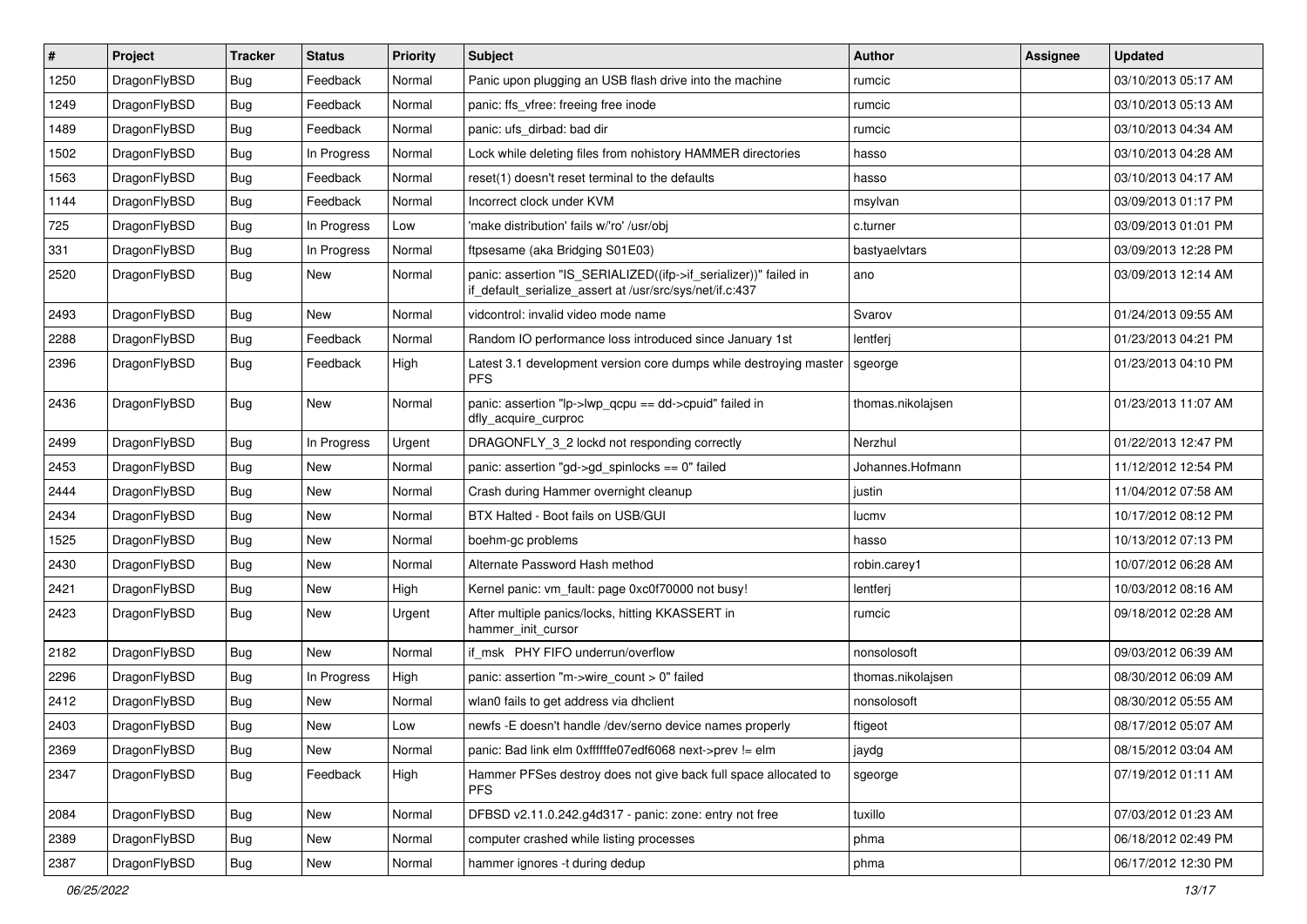| # | Project | Tracker | Status | Priority | Subject | Author | Assignee | Updated |
|---|---|---|---|---|---|---|---|---|
| 1250 | DragonFlyBSD | Bug | Feedback | Normal | Panic upon plugging an USB flash drive into the machine | rumcic | | 03/10/2013 05:17 AM |
| 1249 | DragonFlyBSD | Bug | Feedback | Normal | panic: ffs_vfree: freeing free inode | rumcic | | 03/10/2013 05:13 AM |
| 1489 | DragonFlyBSD | Bug | Feedback | Normal | panic: ufs_dirbad: bad dir | rumcic | | 03/10/2013 04:34 AM |
| 1502 | DragonFlyBSD | Bug | In Progress | Normal | Lock while deleting files from nohistory HAMMER directories | hasso | | 03/10/2013 04:28 AM |
| 1563 | DragonFlyBSD | Bug | Feedback | Normal | reset(1) doesn't reset terminal to the defaults | hasso | | 03/10/2013 04:17 AM |
| 1144 | DragonFlyBSD | Bug | Feedback | Normal | Incorrect clock under KVM | msylvan | | 03/09/2013 01:17 PM |
| 725 | DragonFlyBSD | Bug | In Progress | Low | 'make distribution' fails w/'ro' /usr/obj | c.turner | | 03/09/2013 01:01 PM |
| 331 | DragonFlyBSD | Bug | In Progress | Normal | ftpsesame (aka Bridging S01E03) | bastyaelvtars | | 03/09/2013 12:28 PM |
| 2520 | DragonFlyBSD | Bug | New | Normal | panic: assertion "IS_SERIALIZED((ifp->if_serializer))" failed in if_default_serialize_assert at /usr/src/sys/net/if.c:437 | ano | | 03/09/2013 12:14 AM |
| 2493 | DragonFlyBSD | Bug | New | Normal | vidcontrol: invalid video mode name | Svarov | | 01/24/2013 09:55 AM |
| 2288 | DragonFlyBSD | Bug | Feedback | Normal | Random IO performance loss introduced since January 1st | lentferj | | 01/23/2013 04:21 PM |
| 2396 | DragonFlyBSD | Bug | Feedback | High | Latest 3.1 development version core dumps while destroying master PFS | sgeorge | | 01/23/2013 04:10 PM |
| 2436 | DragonFlyBSD | Bug | New | Normal | panic: assertion "lp->lwp_qcpu == dd->cpuid" failed in dfly_acquire_curproc | thomas.nikolajsen | | 01/23/2013 11:07 AM |
| 2499 | DragonFlyBSD | Bug | In Progress | Urgent | DRAGONFLY_3_2 lockd not responding correctly | Nerzhul | | 01/22/2013 12:47 PM |
| 2453 | DragonFlyBSD | Bug | New | Normal | panic: assertion "gd->gd_spinlocks == 0" failed | Johannes.Hofmann | | 11/12/2012 12:54 PM |
| 2444 | DragonFlyBSD | Bug | New | Normal | Crash during Hammer overnight cleanup | justin | | 11/04/2012 07:58 AM |
| 2434 | DragonFlyBSD | Bug | New | Normal | BTX Halted - Boot fails on USB/GUI | lucmv | | 10/17/2012 08:12 PM |
| 1525 | DragonFlyBSD | Bug | New | Normal | boehm-gc problems | hasso | | 10/13/2012 07:13 PM |
| 2430 | DragonFlyBSD | Bug | New | Normal | Alternate Password Hash method | robin.carey1 | | 10/07/2012 06:28 AM |
| 2421 | DragonFlyBSD | Bug | New | High | Kernel panic: vm_fault: page 0xc0f70000 not busy! | lentferj | | 10/03/2012 08:16 AM |
| 2423 | DragonFlyBSD | Bug | New | Urgent | After multiple panics/locks, hitting KKASSERT in hammer_init_cursor | rumcic | | 09/18/2012 02:28 AM |
| 2182 | DragonFlyBSD | Bug | New | Normal | if_msk PHY FIFO underrun/overflow | nonsolosoft | | 09/03/2012 06:39 AM |
| 2296 | DragonFlyBSD | Bug | In Progress | High | panic: assertion "m->wire_count > 0" failed | thomas.nikolajsen | | 08/30/2012 06:09 AM |
| 2412 | DragonFlyBSD | Bug | New | Normal | wlan0 fails to get address via dhclient | nonsolosoft | | 08/30/2012 05:55 AM |
| 2403 | DragonFlyBSD | Bug | New | Low | newfs -E doesn't handle /dev/serno device names properly | ftigeot | | 08/17/2012 05:07 AM |
| 2369 | DragonFlyBSD | Bug | New | Normal | panic: Bad link elm 0xffffffe07edf6068 next->prev != elm | jaydg | | 08/15/2012 03:04 AM |
| 2347 | DragonFlyBSD | Bug | Feedback | High | Hammer PFSes destroy does not give back full space allocated to PFS | sgeorge | | 07/19/2012 01:11 AM |
| 2084 | DragonFlyBSD | Bug | New | Normal | DFBSD v2.11.0.242.g4d317 - panic: zone: entry not free | tuxillo | | 07/03/2012 01:23 AM |
| 2389 | DragonFlyBSD | Bug | New | Normal | computer crashed while listing processes | phma | | 06/18/2012 02:49 PM |
| 2387 | DragonFlyBSD | Bug | New | Normal | hammer ignores -t during dedup | phma | | 06/17/2012 12:30 PM |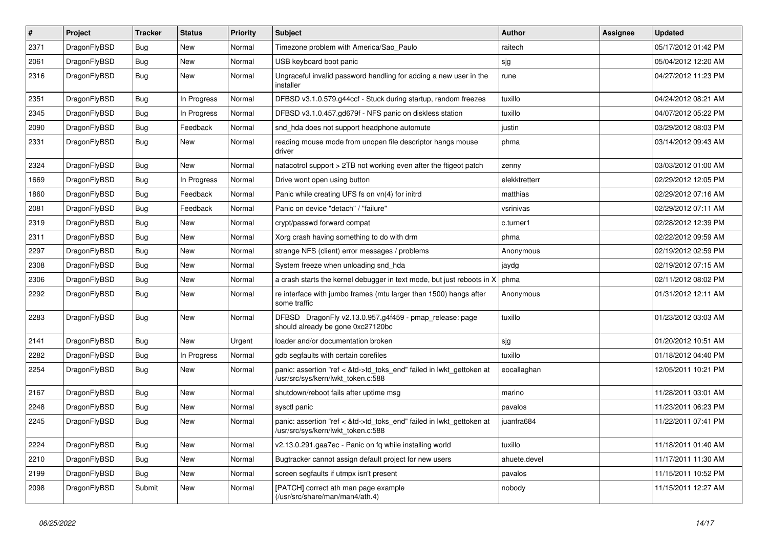| # | Project | Tracker | Status | Priority | Subject | Author | Assignee | Updated |
|---|---|---|---|---|---|---|---|---|
| 2371 | DragonFlyBSD | Bug | New | Normal | Timezone problem with America/Sao_Paulo | raitech | | 05/17/2012 01:42 PM |
| 2061 | DragonFlyBSD | Bug | New | Normal | USB keyboard boot panic | sjg | | 05/04/2012 12:20 AM |
| 2316 | DragonFlyBSD | Bug | New | Normal | Ungraceful invalid password handling for adding a new user in the installer | rune | | 04/27/2012 11:23 PM |
| 2351 | DragonFlyBSD | Bug | In Progress | Normal | DFBSD v3.1.0.579.g44ccf - Stuck during startup, random freezes | tuxillo | | 04/24/2012 08:21 AM |
| 2345 | DragonFlyBSD | Bug | In Progress | Normal | DFBSD v3.1.0.457.gd679f - NFS panic on diskless station | tuxillo | | 04/07/2012 05:22 PM |
| 2090 | DragonFlyBSD | Bug | Feedback | Normal | snd_hda does not support headphone automute | justin | | 03/29/2012 08:03 PM |
| 2331 | DragonFlyBSD | Bug | New | Normal | reading mouse mode from unopen file descriptor hangs mouse driver | phma | | 03/14/2012 09:43 AM |
| 2324 | DragonFlyBSD | Bug | New | Normal | natacotrol support > 2TB not working even after the ftigeot patch | zenny | | 03/03/2012 01:00 AM |
| 1669 | DragonFlyBSD | Bug | In Progress | Normal | Drive wont open using button | elekktretterr | | 02/29/2012 12:05 PM |
| 1860 | DragonFlyBSD | Bug | Feedback | Normal | Panic while creating UFS fs on vn(4) for initrd | matthias | | 02/29/2012 07:16 AM |
| 2081 | DragonFlyBSD | Bug | Feedback | Normal | Panic on device "detach" / "failure" | vsrinivas | | 02/29/2012 07:11 AM |
| 2319 | DragonFlyBSD | Bug | New | Normal | crypt/passwd forward compat | c.turner1 | | 02/28/2012 12:39 PM |
| 2311 | DragonFlyBSD | Bug | New | Normal | Xorg crash having something to do with drm | phma | | 02/22/2012 09:59 AM |
| 2297 | DragonFlyBSD | Bug | New | Normal | strange NFS (client) error messages / problems | Anonymous | | 02/19/2012 02:59 PM |
| 2308 | DragonFlyBSD | Bug | New | Normal | System freeze when unloading snd_hda | jaydg | | 02/19/2012 07:15 AM |
| 2306 | DragonFlyBSD | Bug | New | Normal | a crash starts the kernel debugger in text mode, but just reboots in X | phma | | 02/11/2012 08:02 PM |
| 2292 | DragonFlyBSD | Bug | New | Normal | re interface with jumbo frames (mtu larger than 1500) hangs after some traffic | Anonymous | | 01/31/2012 12:11 AM |
| 2283 | DragonFlyBSD | Bug | New | Normal | DFBSD DragonFly v2.13.0.957.g4f459 - pmap_release: page should already be gone 0xc27120bc | tuxillo | | 01/23/2012 03:03 AM |
| 2141 | DragonFlyBSD | Bug | New | Urgent | loader and/or documentation broken | sjg | | 01/20/2012 10:51 AM |
| 2282 | DragonFlyBSD | Bug | In Progress | Normal | gdb segfaults with certain corefiles | tuxillo | | 01/18/2012 04:40 PM |
| 2254 | DragonFlyBSD | Bug | New | Normal | panic: assertion "ref < &td->td_toks_end" failed in lwkt_gettoken at /usr/src/sys/kern/lwkt_token.c:588 | eocallaghan | | 12/05/2011 10:21 PM |
| 2167 | DragonFlyBSD | Bug | New | Normal | shutdown/reboot fails after uptime msg | marino | | 11/28/2011 03:01 AM |
| 2248 | DragonFlyBSD | Bug | New | Normal | sysctl panic | pavalos | | 11/23/2011 06:23 PM |
| 2245 | DragonFlyBSD | Bug | New | Normal | panic: assertion "ref < &td->td_toks_end" failed in lwkt_gettoken at /usr/src/sys/kern/lwkt_token.c:588 | juanfra684 | | 11/22/2011 07:41 PM |
| 2224 | DragonFlyBSD | Bug | New | Normal | v2.13.0.291.gaa7ec - Panic on fq while installing world | tuxillo | | 11/18/2011 01:40 AM |
| 2210 | DragonFlyBSD | Bug | New | Normal | Bugtracker cannot assign default project for new users | ahuete.devel | | 11/17/2011 11:30 AM |
| 2199 | DragonFlyBSD | Bug | New | Normal | screen segfaults if utmpx isn't present | pavalos | | 11/15/2011 10:52 PM |
| 2098 | DragonFlyBSD | Submit | New | Normal | [PATCH] correct ath man page example (/usr/src/share/man/man4/ath.4) | nobody | | 11/15/2011 12:27 AM |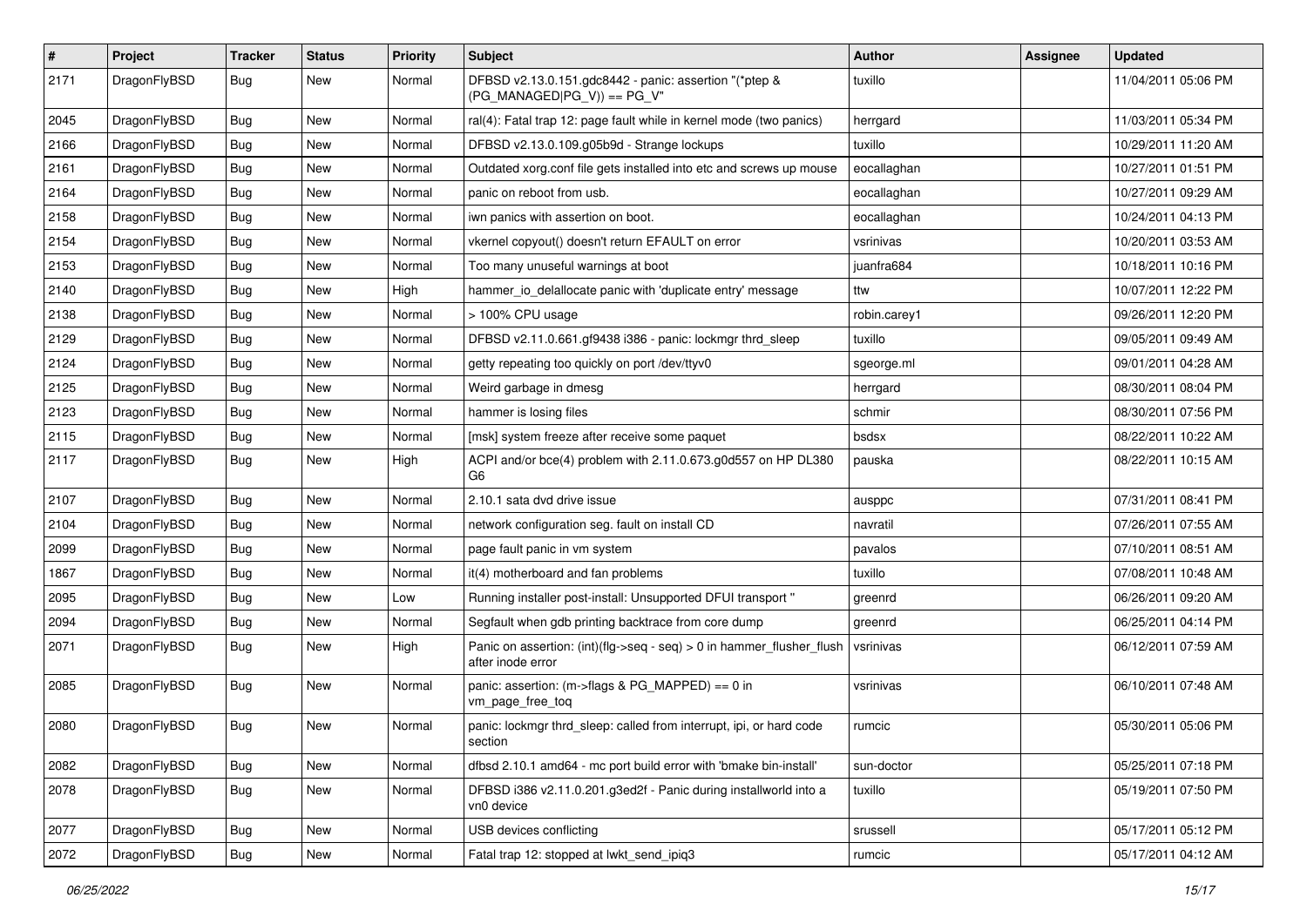| # | Project | Tracker | Status | Priority | Subject | Author | Assignee | Updated |
|---|---|---|---|---|---|---|---|---|
| 2171 | DragonFlyBSD | Bug | New | Normal | DFBSD v2.13.0.151.gdc8442 - panic: assertion "(*ptep & (PG_MANAGED\|PG_V)) == PG_V" | tuxillo | | 11/04/2011 05:06 PM |
| 2045 | DragonFlyBSD | Bug | New | Normal | ral(4): Fatal trap 12: page fault while in kernel mode (two panics) | herrgard | | 11/03/2011 05:34 PM |
| 2166 | DragonFlyBSD | Bug | New | Normal | DFBSD v2.13.0.109.g05b9d - Strange lockups | tuxillo | | 10/29/2011 11:20 AM |
| 2161 | DragonFlyBSD | Bug | New | Normal | Outdated xorg.conf file gets installed into etc and screws up mouse | eocallaghan | | 10/27/2011 01:51 PM |
| 2164 | DragonFlyBSD | Bug | New | Normal | panic on reboot from usb. | eocallaghan | | 10/27/2011 09:29 AM |
| 2158 | DragonFlyBSD | Bug | New | Normal | iwn panics with assertion on boot. | eocallaghan | | 10/24/2011 04:13 PM |
| 2154 | DragonFlyBSD | Bug | New | Normal | vkernel copyout() doesn't return EFAULT on error | vsrinivas | | 10/20/2011 03:53 AM |
| 2153 | DragonFlyBSD | Bug | New | Normal | Too many unuseful warnings at boot | juanfra684 | | 10/18/2011 10:16 PM |
| 2140 | DragonFlyBSD | Bug | New | High | hammer_io_delallocate panic with 'duplicate entry' message | ttw | | 10/07/2011 12:22 PM |
| 2138 | DragonFlyBSD | Bug | New | Normal | > 100% CPU usage | robin.carey1 | | 09/26/2011 12:20 PM |
| 2129 | DragonFlyBSD | Bug | New | Normal | DFBSD v2.11.0.661.gf9438 i386 - panic: lockmgr thrd_sleep | tuxillo | | 09/05/2011 09:49 AM |
| 2124 | DragonFlyBSD | Bug | New | Normal | getty repeating too quickly on port /dev/ttyv0 | sgeorge.ml | | 09/01/2011 04:28 AM |
| 2125 | DragonFlyBSD | Bug | New | Normal | Weird garbage in dmesg | herrgard | | 08/30/2011 08:04 PM |
| 2123 | DragonFlyBSD | Bug | New | Normal | hammer is losing files | schmir | | 08/30/2011 07:56 PM |
| 2115 | DragonFlyBSD | Bug | New | Normal | [msk] system freeze after receive some paquet | bsdsx | | 08/22/2011 10:22 AM |
| 2117 | DragonFlyBSD | Bug | New | High | ACPI and/or bce(4) problem with 2.11.0.673.g0d557 on HP DL380 G6 | pauska | | 08/22/2011 10:15 AM |
| 2107 | DragonFlyBSD | Bug | New | Normal | 2.10.1 sata dvd drive issue | ausppc | | 07/31/2011 08:41 PM |
| 2104 | DragonFlyBSD | Bug | New | Normal | network configuration seg. fault on install CD | navratil | | 07/26/2011 07:55 AM |
| 2099 | DragonFlyBSD | Bug | New | Normal | page fault panic in vm system | pavalos | | 07/10/2011 08:51 AM |
| 1867 | DragonFlyBSD | Bug | New | Normal | it(4) motherboard and fan problems | tuxillo | | 07/08/2011 10:48 AM |
| 2095 | DragonFlyBSD | Bug | New | Low | Running installer post-install: Unsupported DFUI transport " | greenrd | | 06/26/2011 09:20 AM |
| 2094 | DragonFlyBSD | Bug | New | Normal | Segfault when gdb printing backtrace from core dump | greenrd | | 06/25/2011 04:14 PM |
| 2071 | DragonFlyBSD | Bug | New | High | Panic on assertion: (int)(flg->seq - seq) > 0 in hammer_flusher_flush after inode error | vsrinivas | | 06/12/2011 07:59 AM |
| 2085 | DragonFlyBSD | Bug | New | Normal | panic: assertion: (m->flags & PG_MAPPED) == 0 in vm_page_free_toq | vsrinivas | | 06/10/2011 07:48 AM |
| 2080 | DragonFlyBSD | Bug | New | Normal | panic: lockmgr thrd_sleep: called from interrupt, ipi, or hard code section | rumcic | | 05/30/2011 05:06 PM |
| 2082 | DragonFlyBSD | Bug | New | Normal | dfbsd 2.10.1 amd64 - mc port build error with 'bmake bin-install' | sun-doctor | | 05/25/2011 07:18 PM |
| 2078 | DragonFlyBSD | Bug | New | Normal | DFBSD i386 v2.11.0.201.g3ed2f - Panic during installworld into a vn0 device | tuxillo | | 05/19/2011 07:50 PM |
| 2077 | DragonFlyBSD | Bug | New | Normal | USB devices conflicting | srussell | | 05/17/2011 05:12 PM |
| 2072 | DragonFlyBSD | Bug | New | Normal | Fatal trap 12: stopped at lwkt_send_ipiq3 | rumcic | | 05/17/2011 04:12 AM |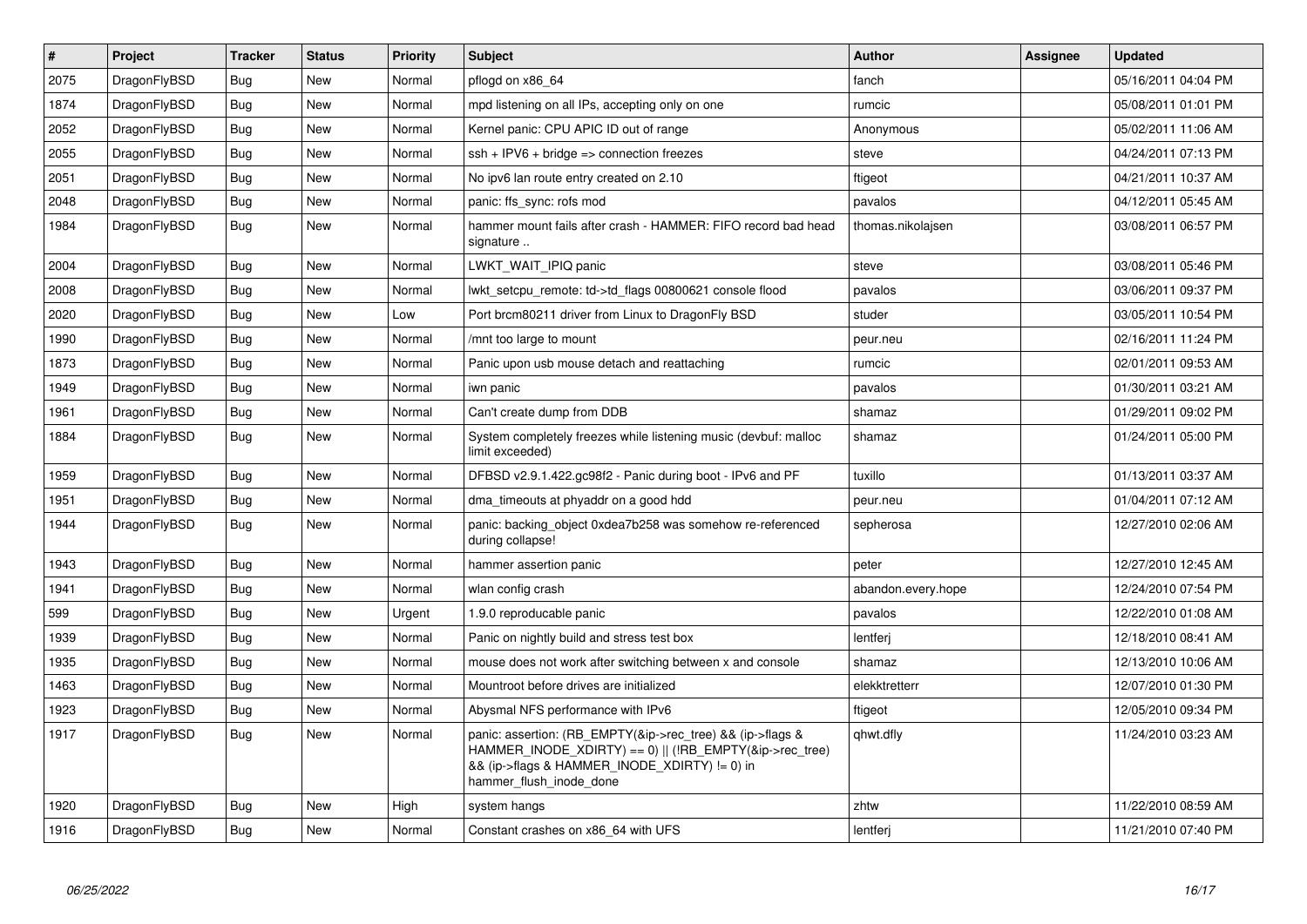| # | Project | Tracker | Status | Priority | Subject | Author | Assignee | Updated |
|---|---|---|---|---|---|---|---|---|
| 2075 | DragonFlyBSD | Bug | New | Normal | pflogd on x86_64 | fanch | | 05/16/2011 04:04 PM |
| 1874 | DragonFlyBSD | Bug | New | Normal | mpd listening on all IPs, accepting only on one | rumcic | | 05/08/2011 01:01 PM |
| 2052 | DragonFlyBSD | Bug | New | Normal | Kernel panic: CPU APIC ID out of range | Anonymous | | 05/02/2011 11:06 AM |
| 2055 | DragonFlyBSD | Bug | New | Normal | ssh + IPV6 + bridge => connection freezes | steve | | 04/24/2011 07:13 PM |
| 2051 | DragonFlyBSD | Bug | New | Normal | No ipv6 lan route entry created on 2.10 | ftigeot | | 04/21/2011 10:37 AM |
| 2048 | DragonFlyBSD | Bug | New | Normal | panic: ffs_sync: rofs mod | pavalos | | 04/12/2011 05:45 AM |
| 1984 | DragonFlyBSD | Bug | New | Normal | hammer mount fails after crash - HAMMER: FIFO record bad head signature .. | thomas.nikolajsen | | 03/08/2011 06:57 PM |
| 2004 | DragonFlyBSD | Bug | New | Normal | LWKT_WAIT_IPIQ panic | steve | | 03/08/2011 05:46 PM |
| 2008 | DragonFlyBSD | Bug | New | Normal | lwkt_setcpu_remote: td->td_flags 00800621 console flood | pavalos | | 03/06/2011 09:37 PM |
| 2020 | DragonFlyBSD | Bug | New | Low | Port brcm80211 driver from Linux to DragonFly BSD | studer | | 03/05/2011 10:54 PM |
| 1990 | DragonFlyBSD | Bug | New | Normal | /mnt too large to mount | peur.neu | | 02/16/2011 11:24 PM |
| 1873 | DragonFlyBSD | Bug | New | Normal | Panic upon usb mouse detach and reattaching | rumcic | | 02/01/2011 09:53 AM |
| 1949 | DragonFlyBSD | Bug | New | Normal | iwn panic | pavalos | | 01/30/2011 03:21 AM |
| 1961 | DragonFlyBSD | Bug | New | Normal | Can't create dump from DDB | shamaz | | 01/29/2011 09:02 PM |
| 1884 | DragonFlyBSD | Bug | New | Normal | System completely freezes while listening music (devbuf: malloc limit exceeded) | shamaz | | 01/24/2011 05:00 PM |
| 1959 | DragonFlyBSD | Bug | New | Normal | DFBSD v2.9.1.422.gc98f2 - Panic during boot - IPv6 and PF | tuxillo | | 01/13/2011 03:37 AM |
| 1951 | DragonFlyBSD | Bug | New | Normal | dma_timeouts at phyaddr on a good hdd | peur.neu | | 01/04/2011 07:12 AM |
| 1944 | DragonFlyBSD | Bug | New | Normal | panic: backing_object 0xdea7b258 was somehow re-referenced during collapse! | sepherosa | | 12/27/2010 02:06 AM |
| 1943 | DragonFlyBSD | Bug | New | Normal | hammer assertion panic | peter | | 12/27/2010 12:45 AM |
| 1941 | DragonFlyBSD | Bug | New | Normal | wlan config crash | abandon.every.hope | | 12/24/2010 07:54 PM |
| 599 | DragonFlyBSD | Bug | New | Urgent | 1.9.0 reproducable panic | pavalos | | 12/22/2010 01:08 AM |
| 1939 | DragonFlyBSD | Bug | New | Normal | Panic on nightly build and stress test box | lentferj | | 12/18/2010 08:41 AM |
| 1935 | DragonFlyBSD | Bug | New | Normal | mouse does not work after switching between x and console | shamaz | | 12/13/2010 10:06 AM |
| 1463 | DragonFlyBSD | Bug | New | Normal | Mountroot before drives are initialized | elekktretterr | | 12/07/2010 01:30 PM |
| 1923 | DragonFlyBSD | Bug | New | Normal | Abysmal NFS performance with IPv6 | ftigeot | | 12/05/2010 09:34 PM |
| 1917 | DragonFlyBSD | Bug | New | Normal | panic: assertion: (RB_EMPTY(&ip->rec_tree) && (ip->flags & HAMMER_INODE_XDIRTY) == 0) \|\| (!RB_EMPTY(&ip->rec_tree) && (ip->flags & HAMMER_INODE_XDIRTY) != 0) in hammer_flush_inode_done | qhwt.dfly | | 11/24/2010 03:23 AM |
| 1920 | DragonFlyBSD | Bug | New | High | system hangs | zhtw | | 11/22/2010 08:59 AM |
| 1916 | DragonFlyBSD | Bug | New | Normal | Constant crashes on x86_64 with UFS | lentferj | | 11/21/2010 07:40 PM |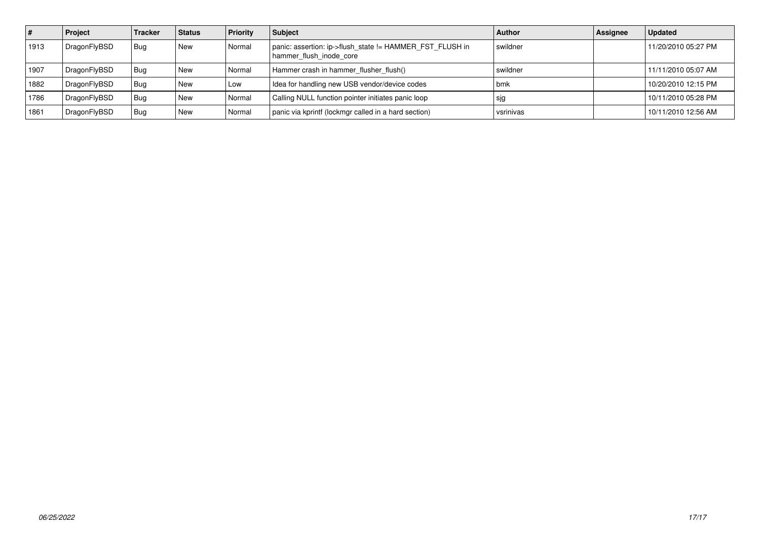| # | Project | Tracker | Status | Priority | Subject | Author | Assignee | Updated |
|---|---|---|---|---|---|---|---|---|
| 1913 | DragonFlyBSD | Bug | New | Normal | panic: assertion: ip->flush_state != HAMMER_FST_FLUSH in hammer_flush_inode_core | swildner | | 11/20/2010 05:27 PM |
| 1907 | DragonFlyBSD | Bug | New | Normal | Hammer crash in hammer_flusher_flush() | swildner | | 11/11/2010 05:07 AM |
| 1882 | DragonFlyBSD | Bug | New | Low | Idea for handling new USB vendor/device codes | bmk | | 10/20/2010 12:15 PM |
| 1786 | DragonFlyBSD | Bug | New | Normal | Calling NULL function pointer initiates panic loop | sjg | | 10/11/2010 05:28 PM |
| 1861 | DragonFlyBSD | Bug | New | Normal | panic via kprintf (lockmgr called in a hard section) | vsrinivas | | 10/11/2010 12:56 AM |